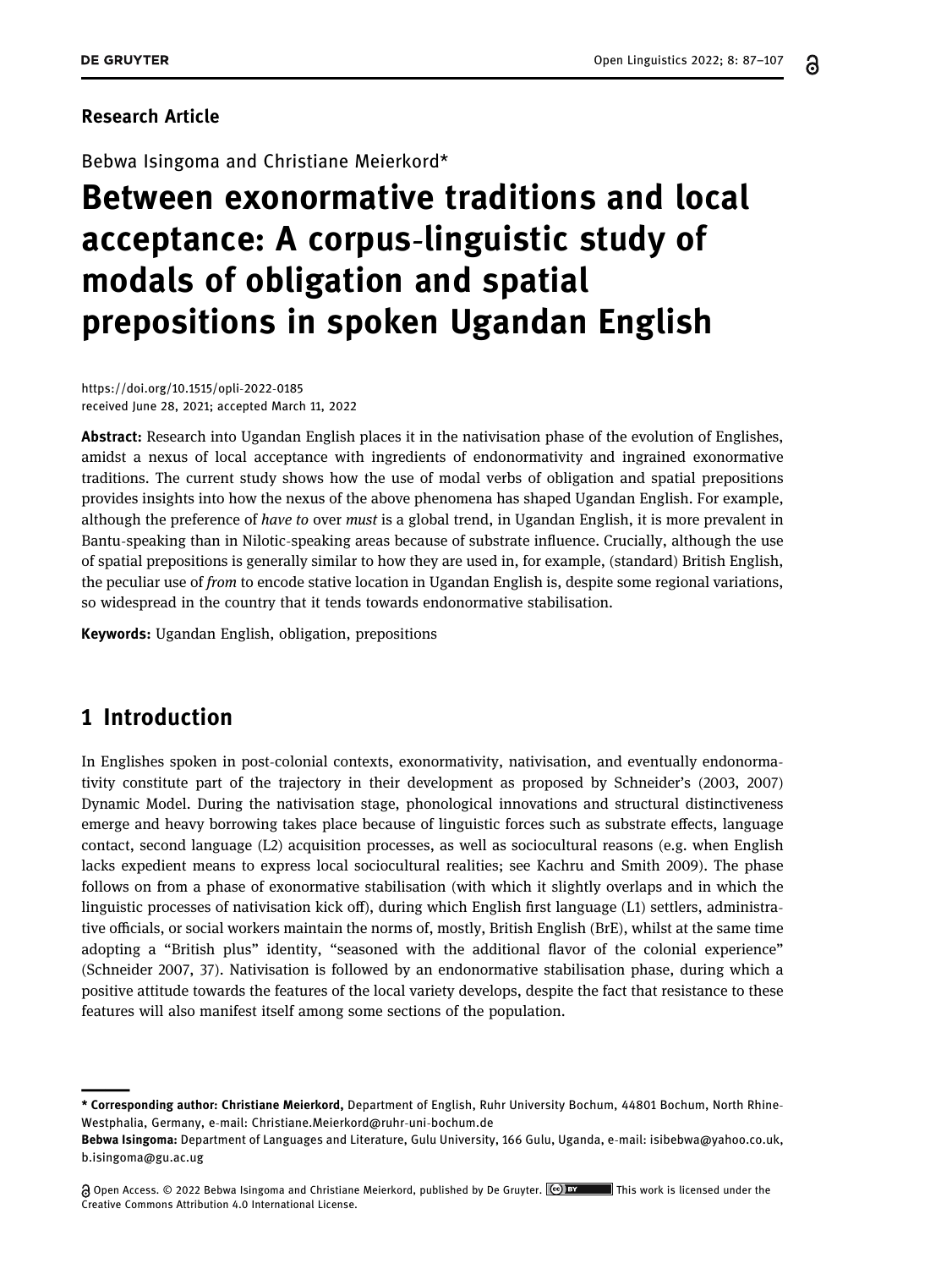**Research Article**

Bebwa Isingoma and Christiane Meierkord*

# Between exonormative traditions and local acceptance: A corpus-linguistic study of modals of obligation and spatial prepositions in spoken Ugandan English

https://doi.org/10.1515/opli-2022-0185
received June 28, 2021; accepted March 11, 2022

**Abstract:** Research into Ugandan English places it in the nativisation phase of the evolution of Englishes, amidst a nexus of local acceptance with ingredients of endonormativity and ingrained exonormative traditions. The current study shows how the use of modal verbs of obligation and spatial prepositions provides insights into how the nexus of the above phenomena has shaped Ugandan English. For example, although the preference of *have to* over *must* is a global trend, in Ugandan English, it is more prevalent in Bantu-speaking than in Nilotic-speaking areas because of substrate influence. Crucially, although the use of spatial prepositions is generally similar to how they are used in, for example, (standard) British English, the peculiar use of *from* to encode stative location in Ugandan English is, despite some regional variations, so widespread in the country that it tends towards endonormative stabilisation.

**Keywords:** Ugandan English, obligation, prepositions

## 1 Introduction

In Englishes spoken in post-colonial contexts, exonormativity, nativisation, and eventually endonormativity constitute part of the trajectory in their development as proposed by Schneider's (2003, 2007) Dynamic Model. During the nativisation stage, phonological innovations and structural distinctiveness emerge and heavy borrowing takes place because of linguistic forces such as substrate effects, language contact, second language (L2) acquisition processes, as well as sociocultural reasons (e.g. when English lacks expedient means to express local sociocultural realities; see Kachru and Smith 2009). The phase follows on from a phase of exonormative stabilisation (with which it slightly overlaps and in which the linguistic processes of nativisation kick off), during which English first language (L1) settlers, administrative officials, or social workers maintain the norms of, mostly, British English (BrE), whilst at the same time adopting a "British plus" identity, "seasoned with the additional flavor of the colonial experience" (Schneider 2007, 37). Nativisation is followed by an endonormative stabilisation phase, during which a positive attitude towards the features of the local variety develops, despite the fact that resistance to these features will also manifest itself among some sections of the population.

---

**\* Corresponding author: Christiane Meierkord,** Department of English, Ruhr University Bochum, 44801 Bochum, North Rhine-Westphalia, Germany, e-mail: Christiane.Meierkord@ruhr-uni-bochum.de

**Bebwa Isingoma:** Department of Languages and Literature, Gulu University, 166 Gulu, Uganda, e-mail: isibebwa@yahoo.co.uk, b.isingoma@gu.ac.ug

Open Access. © 2022 Bebwa Isingoma and Christiane Meierkord, published by De Gruyter. This work is licensed under the Creative Commons Attribution 4.0 International License.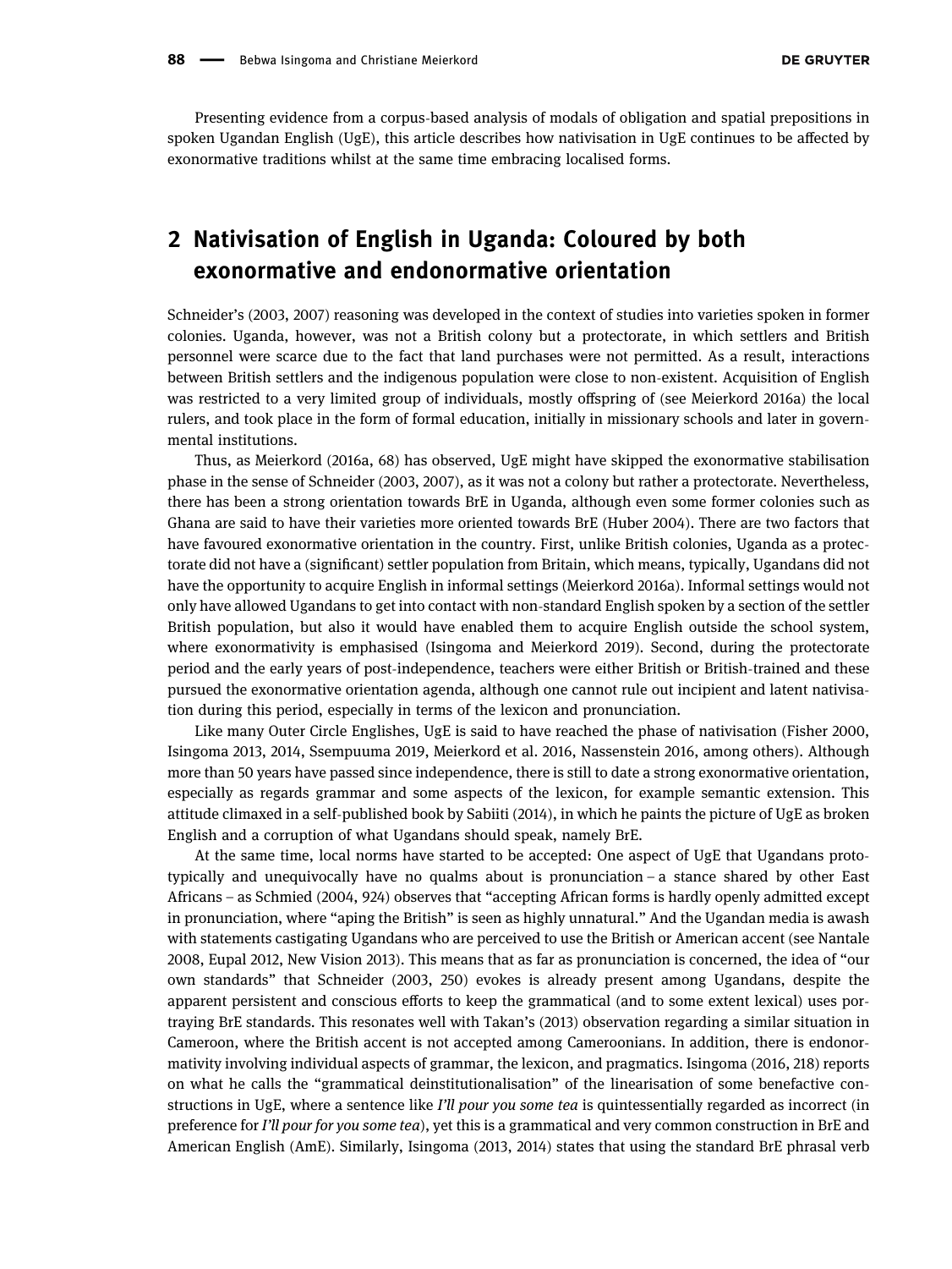Presenting evidence from a corpus-based analysis of modals of obligation and spatial prepositions in spoken Ugandan English (UgE), this article describes how nativisation in UgE continues to be affected by exonormative traditions whilst at the same time embracing localised forms.

## 2 Nativisation of English in Uganda: Coloured by both exonormative and endonormative orientation

Schneider's (2003, 2007) reasoning was developed in the context of studies into varieties spoken in former colonies. Uganda, however, was not a British colony but a protectorate, in which settlers and British personnel were scarce due to the fact that land purchases were not permitted. As a result, interactions between British settlers and the indigenous population were close to non-existent. Acquisition of English was restricted to a very limited group of individuals, mostly offspring of (see Meierkord 2016a) the local rulers, and took place in the form of formal education, initially in missionary schools and later in governmental institutions.

Thus, as Meierkord (2016a, 68) has observed, UgE might have skipped the exonormative stabilisation phase in the sense of Schneider (2003, 2007), as it was not a colony but rather a protectorate. Nevertheless, there has been a strong orientation towards BrE in Uganda, although even some former colonies such as Ghana are said to have their varieties more oriented towards BrE (Huber 2004). There are two factors that have favoured exonormative orientation in the country. First, unlike British colonies, Uganda as a protectorate did not have a (significant) settler population from Britain, which means, typically, Ugandans did not have the opportunity to acquire English in informal settings (Meierkord 2016a). Informal settings would not only have allowed Ugandans to get into contact with non-standard English spoken by a section of the settler British population, but also it would have enabled them to acquire English outside the school system, where exonormativity is emphasised (Isingoma and Meierkord 2019). Second, during the protectorate period and the early years of post-independence, teachers were either British or British-trained and these pursued the exonormative orientation agenda, although one cannot rule out incipient and latent nativisation during this period, especially in terms of the lexicon and pronunciation.

Like many Outer Circle Englishes, UgE is said to have reached the phase of nativisation (Fisher 2000, Isingoma 2013, 2014, Ssempuuma 2019, Meierkord et al. 2016, Nassenstein 2016, among others). Although more than 50 years have passed since independence, there is still to date a strong exonormative orientation, especially as regards grammar and some aspects of the lexicon, for example semantic extension. This attitude climaxed in a self-published book by Sabiiti (2014), in which he paints the picture of UgE as broken English and a corruption of what Ugandans should speak, namely BrE.

At the same time, local norms have started to be accepted: One aspect of UgE that Ugandans prototypically and unequivocally have no qualms about is pronunciation – a stance shared by other East Africans – as Schmied (2004, 924) observes that "accepting African forms is hardly openly admitted except in pronunciation, where "aping the British" is seen as highly unnatural." And the Ugandan media is awash with statements castigating Ugandans who are perceived to use the British or American accent (see Nantale 2008, Eupal 2012, New Vision 2013). This means that as far as pronunciation is concerned, the idea of "our own standards" that Schneider (2003, 250) evokes is already present among Ugandans, despite the apparent persistent and conscious efforts to keep the grammatical (and to some extent lexical) uses portraying BrE standards. This resonates well with Takan's (2013) observation regarding a similar situation in Cameroon, where the British accent is not accepted among Cameroonians. In addition, there is endonormativity involving individual aspects of grammar, the lexicon, and pragmatics. Isingoma (2016, 218) reports on what he calls the "grammatical deinstitutionalisation" of the linearisation of some benefactive constructions in UgE, where a sentence like *I'll pour you some tea* is quintessentially regarded as incorrect (in preference for *I'll pour for you some tea*), yet this is a grammatical and very common construction in BrE and American English (AmE). Similarly, Isingoma (2013, 2014) states that using the standard BrE phrasal verb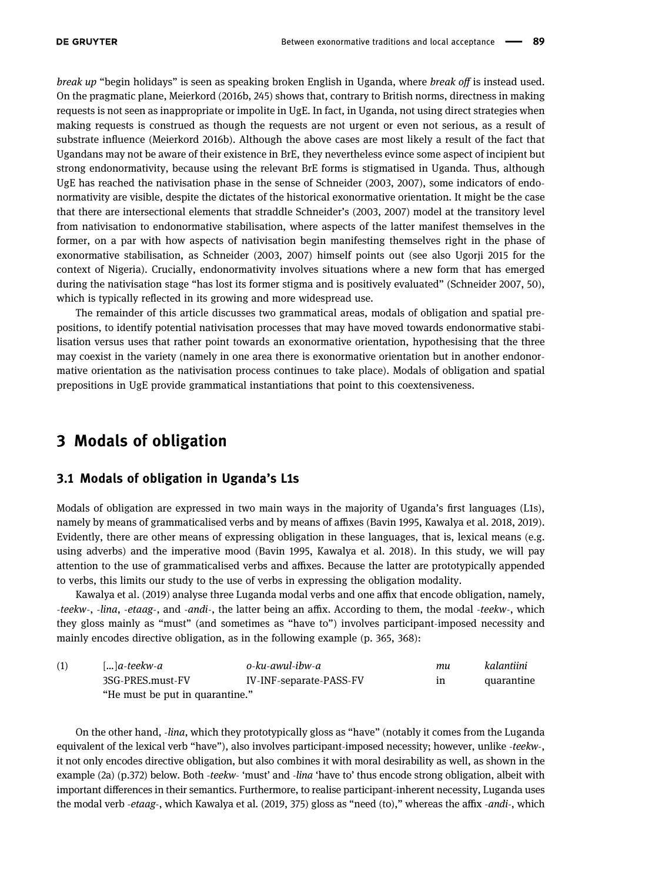*break up* "begin holidays" is seen as speaking broken English in Uganda, where *break off* is instead used. On the pragmatic plane, Meierkord (2016b, 245) shows that, contrary to British norms, directness in making requests is not seen as inappropriate or impolite in UgE. In fact, in Uganda, not using direct strategies when making requests is construed as though the requests are not urgent or even not serious, as a result of substrate influence (Meierkord 2016b). Although the above cases are most likely a result of the fact that Ugandans may not be aware of their existence in BrE, they nevertheless evince some aspect of incipient but strong endonormativity, because using the relevant BrE forms is stigmatised in Uganda. Thus, although UgE has reached the nativisation phase in the sense of Schneider (2003, 2007), some indicators of endonormativity are visible, despite the dictates of the historical exonormative orientation. It might be the case that there are intersectional elements that straddle Schneider's (2003, 2007) model at the transitory level from nativisation to endonormative stabilisation, where aspects of the latter manifest themselves in the former, on a par with how aspects of nativisation begin manifesting themselves right in the phase of exonormative stabilisation, as Schneider (2003, 2007) himself points out (see also Ugorji 2015 for the context of Nigeria). Crucially, endonormativity involves situations where a new form that has emerged during the nativisation stage "has lost its former stigma and is positively evaluated" (Schneider 2007, 50), which is typically reflected in its growing and more widespread use.

The remainder of this article discusses two grammatical areas, modals of obligation and spatial prepositions, to identify potential nativisation processes that may have moved towards endonormative stabilisation versus uses that rather point towards an exonormative orientation, hypothesising that the three may coexist in the variety (namely in one area there is exonormative orientation but in another endonormative orientation as the nativisation process continues to take place). Modals of obligation and spatial prepositions in UgE provide grammatical instantiations that point to this coextensiveness.

# 3 Modals of obligation

## 3.1 Modals of obligation in Uganda's L1s

Modals of obligation are expressed in two main ways in the majority of Uganda's first languages (L1s), namely by means of grammaticalised verbs and by means of affixes (Bavin 1995, Kawalya et al. 2018, 2019). Evidently, there are other means of expressing obligation in these languages, that is, lexical means (e.g. using adverbs) and the imperative mood (Bavin 1995, Kawalya et al. 2018). In this study, we will pay attention to the use of grammaticalised verbs and affixes. Because the latter are prototypically appended to verbs, this limits our study to the use of verbs in expressing the obligation modality.

Kawalya et al. (2019) analyse three Luganda modal verbs and one affix that encode obligation, namely, *-teekw-*, *-lina*, *-etaag-*, and *-andi-*, the latter being an affix. According to them, the modal *-teekw-*, which they gloss mainly as "must" (and sometimes as "have to") involves participant-imposed necessity and mainly encodes directive obligation, as in the following example (p. 365, 368):

| (1) | [...]*a-teekw-a* | *o-ku-awul-ibw-a* | *mu* | *kalantiini* |
|---|---|---|---|---|
| | 3SG-PRES.must-FV | IV-INF-separate-PASS-FV | in | quarantine |
| | "He must be put in quarantine." | | | |

On the other hand, *-lina*, which they prototypically gloss as "have" (notably it comes from the Luganda equivalent of the lexical verb "have"), also involves participant-imposed necessity; however, unlike *-teekw-*, it not only encodes directive obligation, but also combines it with moral desirability as well, as shown in the example (2a) (p.372) below. Both *-teekw-* 'must' and *-lina* 'have to' thus encode strong obligation, albeit with important differences in their semantics. Furthermore, to realise participant-inherent necessity, Luganda uses the modal verb *-etaag-*, which Kawalya et al. (2019, 375) gloss as "need (to)," whereas the affix *-andi-*, which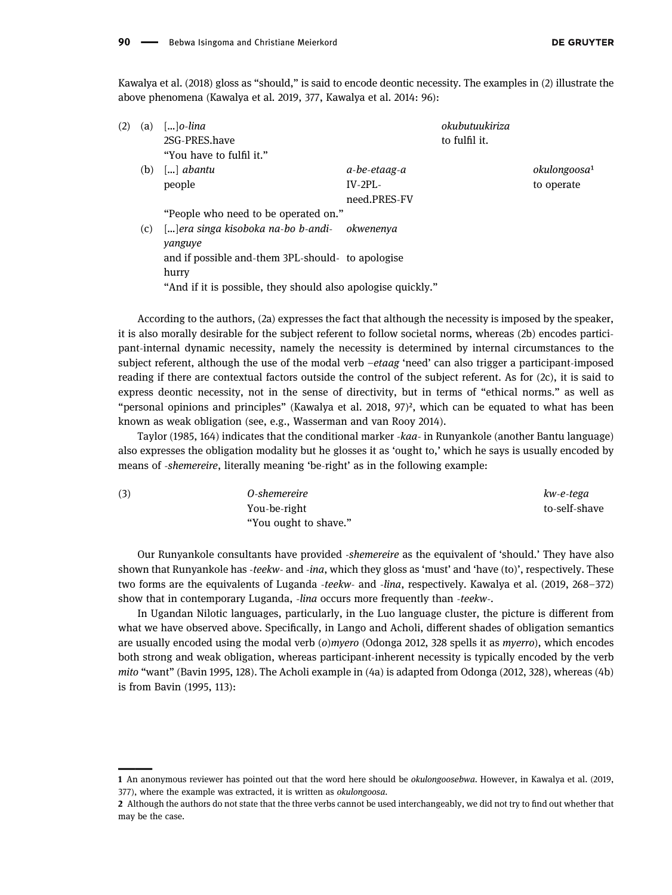Kawalya et al. (2018) gloss as "should," is said to encode deontic necessity. The examples in (2) illustrate the above phenomena (Kawalya et al. 2019, 377, Kawalya et al. 2014: 96):

(2) (a) [...]*o-lina* *okubutuukiriza*
2SG-PRES.have to fulfil it.
"You have to fulfil it."

(b) [...] *abantu* *a-be-etaag-a* *okulongoosa*[1]
people IV-2PL-need.PRES-FV to operate
"People who need to be operated on."

(c) [...]*era singa kisoboka na-bo b-andi-yanguye* *okwenenya*
and if possible and-them 3PL-should-hurry to apologise
"And if it is possible, they should also apologise quickly."

According to the authors, (2a) expresses the fact that although the necessity is imposed by the speaker, it is also morally desirable for the subject referent to follow societal norms, whereas (2b) encodes participant-internal dynamic necessity, namely the necessity is determined by internal circumstances to the subject referent, although the use of the modal verb *–etaag* 'need' can also trigger a participant-imposed reading if there are contextual factors outside the control of the subject referent. As for (2c), it is said to express deontic necessity, not in the sense of directivity, but in terms of "ethical norms." as well as "personal opinions and principles" (Kawalya et al. 2018, 97)[2], which can be equated to what has been known as weak obligation (see, e.g., Wasserman and van Rooy 2014).

Taylor (1985, 164) indicates that the conditional marker *-kaa-* in Runyankole (another Bantu language) also expresses the obligation modality but he glosses it as 'ought to,' which he says is usually encoded by means of *-shemereire*, literally meaning 'be-right' as in the following example:

(3) *O-shemereire* *kw-e-tega*
You-be-right to-self-shave
"You ought to shave."

Our Runyankole consultants have provided *-shemereire* as the equivalent of 'should.' They have also shown that Runyankole has *-teekw-* and *-ina*, which they gloss as 'must' and 'have (to)', respectively. These two forms are the equivalents of Luganda *-teekw-* and *-lina*, respectively. Kawalya et al. (2019, 268–372) show that in contemporary Luganda, *-lina* occurs more frequently than *-teekw-*.

In Ugandan Nilotic languages, particularly, in the Luo language cluster, the picture is different from what we have observed above. Specifically, in Lango and Acholi, different shades of obligation semantics are usually encoded using the modal verb *(o)myero* (Odonga 2012, 328 spells it as *myerro*), which encodes both strong and weak obligation, whereas participant-inherent necessity is typically encoded by the verb *mito* "want" (Bavin 1995, 128). The Acholi example in (4a) is adapted from Odonga (2012, 328), whereas (4b) is from Bavin (1995, 113):

---

1 An anonymous reviewer has pointed out that the word here should be *okulongoosebwa*. However, in Kawalya et al. (2019, 377), where the example was extracted, it is written as *okulongoosa*.

2 Although the authors do not state that the three verbs cannot be used interchangeably, we did not try to find out whether that may be the case.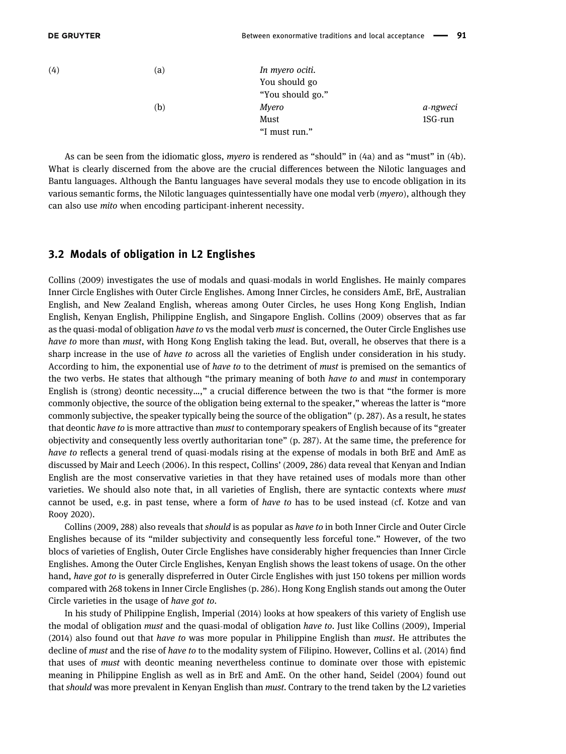| (4) | (a) | *In myero ociti.* | |
|---|---|---|---|
| | | You should go | |
| | | "You should go." | |
| | (b) | *Myero* | *a-ngweci* |
| | | Must | 1SG-run |
| | | "I must run." | |

As can be seen from the idiomatic gloss, *myero* is rendered as "should" in (4a) and as "must" in (4b). What is clearly discerned from the above are the crucial differences between the Nilotic languages and Bantu languages. Although the Bantu languages have several modals they use to encode obligation in its various semantic forms, the Nilotic languages quintessentially have one modal verb (*myero*), although they can also use *mito* when encoding participant-inherent necessity.

## 3.2 Modals of obligation in L2 Englishes

Collins (2009) investigates the use of modals and quasi-modals in world Englishes. He mainly compares Inner Circle Englishes with Outer Circle Englishes. Among Inner Circles, he considers AmE, BrE, Australian English, and New Zealand English, whereas among Outer Circles, he uses Hong Kong English, Indian English, Kenyan English, Philippine English, and Singapore English. Collins (2009) observes that as far as the quasi-modal of obligation *have to* vs the modal verb *must* is concerned, the Outer Circle Englishes use *have to* more than *must*, with Hong Kong English taking the lead. But, overall, he observes that there is a sharp increase in the use of *have to* across all the varieties of English under consideration in his study. According to him, the exponential use of *have to* to the detriment of *must* is premised on the semantics of the two verbs. He states that although "the primary meaning of both *have to* and *must* in contemporary English is (strong) deontic necessity…," a crucial difference between the two is that "the former is more commonly objective, the source of the obligation being external to the speaker," whereas the latter is "more commonly subjective, the speaker typically being the source of the obligation" (p. 287). As a result, he states that deontic *have to* is more attractive than *must* to contemporary speakers of English because of its "greater objectivity and consequently less overtly authoritarian tone" (p. 287). At the same time, the preference for *have to* reflects a general trend of quasi-modals rising at the expense of modals in both BrE and AmE as discussed by Mair and Leech (2006). In this respect, Collins' (2009, 286) data reveal that Kenyan and Indian English are the most conservative varieties in that they have retained uses of modals more than other varieties. We should also note that, in all varieties of English, there are syntactic contexts where *must* cannot be used, e.g. in past tense, where a form of *have to* has to be used instead (cf. Kotze and van Rooy 2020).

Collins (2009, 288) also reveals that *should* is as popular as *have to* in both Inner Circle and Outer Circle Englishes because of its "milder subjectivity and consequently less forceful tone." However, of the two blocs of varieties of English, Outer Circle Englishes have considerably higher frequencies than Inner Circle Englishes. Among the Outer Circle Englishes, Kenyan English shows the least tokens of usage. On the other hand, *have got to* is generally dispreferred in Outer Circle Englishes with just 150 tokens per million words compared with 268 tokens in Inner Circle Englishes (p. 286). Hong Kong English stands out among the Outer Circle varieties in the usage of *have got to*.

In his study of Philippine English, Imperial (2014) looks at how speakers of this variety of English use the modal of obligation *must* and the quasi-modal of obligation *have to*. Just like Collins (2009), Imperial (2014) also found out that *have to* was more popular in Philippine English than *must*. He attributes the decline of *must* and the rise of *have to* to the modality system of Filipino. However, Collins et al. (2014) find that uses of *must* with deontic meaning nevertheless continue to dominate over those with epistemic meaning in Philippine English as well as in BrE and AmE. On the other hand, Seidel (2004) found out that *should* was more prevalent in Kenyan English than *must*. Contrary to the trend taken by the L2 varieties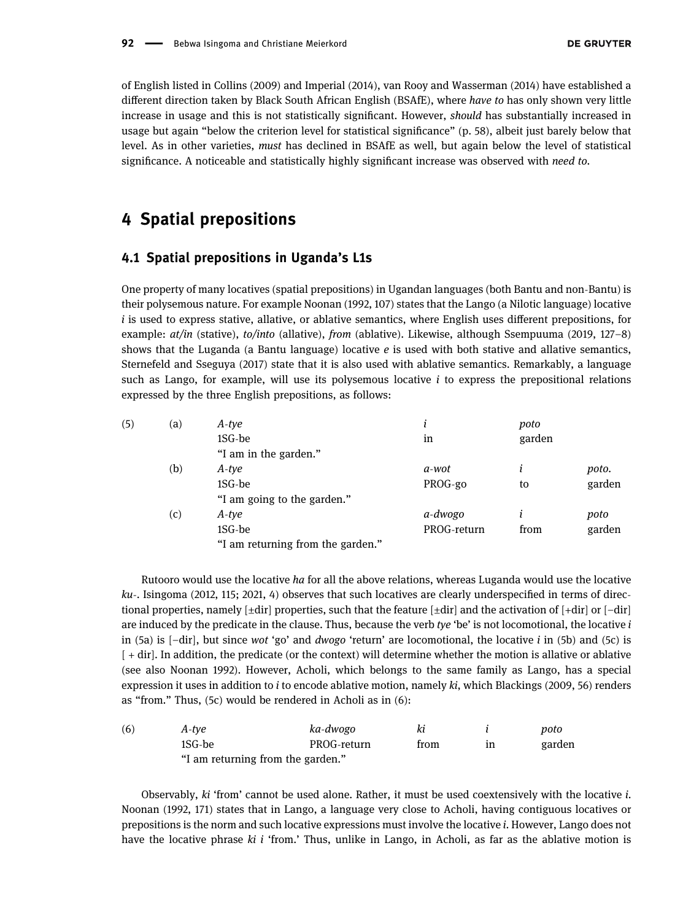of English listed in Collins (2009) and Imperial (2014), van Rooy and Wasserman (2014) have established a different direction taken by Black South African English (BSAfE), where *have to* has only shown very little increase in usage and this is not statistically significant. However, *should* has substantially increased in usage but again "below the criterion level for statistical significance" (p. 58), albeit just barely below that level. As in other varieties, *must* has declined in BSAfE as well, but again below the level of statistical significance. A noticeable and statistically highly significant increase was observed with *need to*.

## 4 Spatial prepositions

### 4.1 Spatial prepositions in Uganda's L1s

One property of many locatives (spatial prepositions) in Ugandan languages (both Bantu and non-Bantu) is their polysemous nature. For example Noonan (1992, 107) states that the Lango (a Nilotic language) locative *i* is used to express stative, allative, or ablative semantics, where English uses different prepositions, for example: *at/in* (stative), *to/into* (allative), *from* (ablative). Likewise, although Ssempuuma (2019, 127–8) shows that the Luganda (a Bantu language) locative *e* is used with both stative and allative semantics, Sternefeld and Sseguya (2017) state that it is also used with ablative semantics. Remarkably, a language such as Lango, for example, will use its polysemous locative *i* to express the prepositional relations expressed by the three English prepositions, as follows:

| (5) | (a) | *A-tye* | *i* | *poto* | |
|---|---|---|---|---|---|
| | | 1SG-be | in | garden | |
| | | "I am in the garden." | | | |
| | (b) | *A-tye* | *a-wot* | *i* | *poto.* |
| | | 1SG-be | PROG-go | to | garden |
| | | "I am going to the garden." | | | |
| | (c) | *A-tye* | *a-dwogo* | *i* | *poto* |
| | | 1SG-be | PROG-return | from | garden |
| | | "I am returning from the garden." | | | |

Rutooro would use the locative *ha* for all the above relations, whereas Luganda would use the locative *ku-*. Isingoma (2012, 115; 2021, 4) observes that such locatives are clearly underspecified in terms of directional properties, namely [±dir] properties, such that the feature [±dir] and the activation of [+dir] or [−dir] are induced by the predicate in the clause. Thus, because the verb *tye* 'be' is not locomotional, the locative *i* in (5a) is [−dir], but since *wot* 'go' and *dwogo* 'return' are locomotional, the locative *i* in (5b) and (5c) is [ + dir]. In addition, the predicate (or the context) will determine whether the motion is allative or ablative (see also Noonan 1992). However, Acholi, which belongs to the same family as Lango, has a special expression it uses in addition to *i* to encode ablative motion, namely *ki*, which Blackings (2009, 56) renders as "from." Thus, (5c) would be rendered in Acholi as in (6):

| (6) | *A-tye* | *ka-dwogo* | *ki* | *i* | *poto* |
|---|---|---|---|---|---|
| | 1SG-be | PROG-return | from | in | garden |
| | "I am returning from the garden." | | | | |

Observably, *ki* 'from' cannot be used alone. Rather, it must be used coextensively with the locative *i*. Noonan (1992, 171) states that in Lango, a language very close to Acholi, having contiguous locatives or prepositions is the norm and such locative expressions must involve the locative *i*. However, Lango does not have the locative phrase *ki i* 'from.' Thus, unlike in Lango, in Acholi, as far as the ablative motion is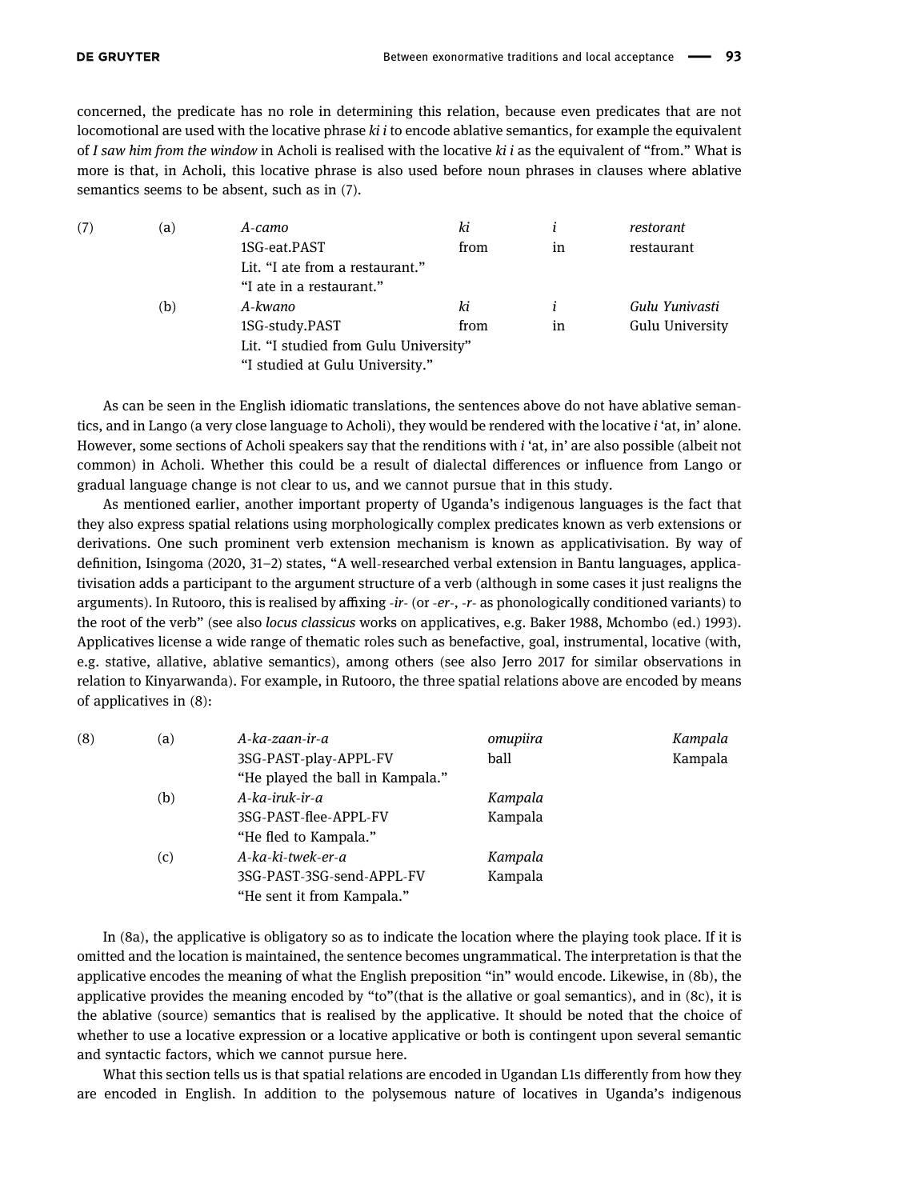concerned, the predicate has no role in determining this relation, because even predicates that are not locomotional are used with the locative phrase *ki i* to encode ablative semantics, for example the equivalent of *I saw him from the window* in Acholi is realised with the locative *ki i* as the equivalent of "from." What is more is that, in Acholi, this locative phrase is also used before noun phrases in clauses where ablative semantics seems to be absent, such as in (7).

| | | | | | |
|---|---|---|---|---|---|
| (7) | (a) | *A-camo* | *ki* | *i* | *restorant* |
| | | 1SG-eat.PAST | from | in | restaurant |
| | | Lit. "I ate from a restaurant." | | | |
| | | "I ate in a restaurant." | | | |
| | (b) | *A-kwano* | *ki* | *i* | *Gulu Yunivasti* |
| | | 1SG-study.PAST | from | in | Gulu University |
| | | Lit. "I studied from Gulu University" | | | |
| | | "I studied at Gulu University." | | | |

As can be seen in the English idiomatic translations, the sentences above do not have ablative semantics, and in Lango (a very close language to Acholi), they would be rendered with the locative *i* 'at, in' alone. However, some sections of Acholi speakers say that the renditions with *i* 'at, in' are also possible (albeit not common) in Acholi. Whether this could be a result of dialectal differences or influence from Lango or gradual language change is not clear to us, and we cannot pursue that in this study.

As mentioned earlier, another important property of Uganda's indigenous languages is the fact that they also express spatial relations using morphologically complex predicates known as verb extensions or derivations. One such prominent verb extension mechanism is known as applicativisation. By way of definition, Isingoma (2020, 31–2) states, "A well-researched verbal extension in Bantu languages, applicativisation adds a participant to the argument structure of a verb (although in some cases it just realigns the arguments). In Rutooro, this is realised by affixing *-ir-* (or *-er-*, *-r-* as phonologically conditioned variants) to the root of the verb" (see also *locus classicus* works on applicatives, e.g. Baker 1988, Mchombo (ed.) 1993). Applicatives license a wide range of thematic roles such as benefactive, goal, instrumental, locative (with, e.g. stative, allative, ablative semantics), among others (see also Jerro 2017 for similar observations in relation to Kinyarwanda). For example, in Rutooro, the three spatial relations above are encoded by means of applicatives in (8):

| | | | | |
|---|---|---|---|---|
| (8) | (a) | *A-ka-zaan-ir-a* | *omupiira* | *Kampala* |
| | | 3SG-PAST-play-APPL-FV | ball | Kampala |
| | | "He played the ball in Kampala." | | |
| | (b) | *A-ka-iruk-ir-a* | *Kampala* | |
| | | 3SG-PAST-flee-APPL-FV | Kampala | |
| | | "He fled to Kampala." | | |
| | (c) | *A-ka-ki-twek-er-a* | *Kampala* | |
| | | 3SG-PAST-3SG-send-APPL-FV | Kampala | |
| | | "He sent it from Kampala." | | |

In (8a), the applicative is obligatory so as to indicate the location where the playing took place. If it is omitted and the location is maintained, the sentence becomes ungrammatical. The interpretation is that the applicative encodes the meaning of what the English preposition "in" would encode. Likewise, in (8b), the applicative provides the meaning encoded by "to"(that is the allative or goal semantics), and in (8c), it is the ablative (source) semantics that is realised by the applicative. It should be noted that the choice of whether to use a locative expression or a locative applicative or both is contingent upon several semantic and syntactic factors, which we cannot pursue here.

What this section tells us is that spatial relations are encoded in Ugandan L1s differently from how they are encoded in English. In addition to the polysemous nature of locatives in Uganda's indigenous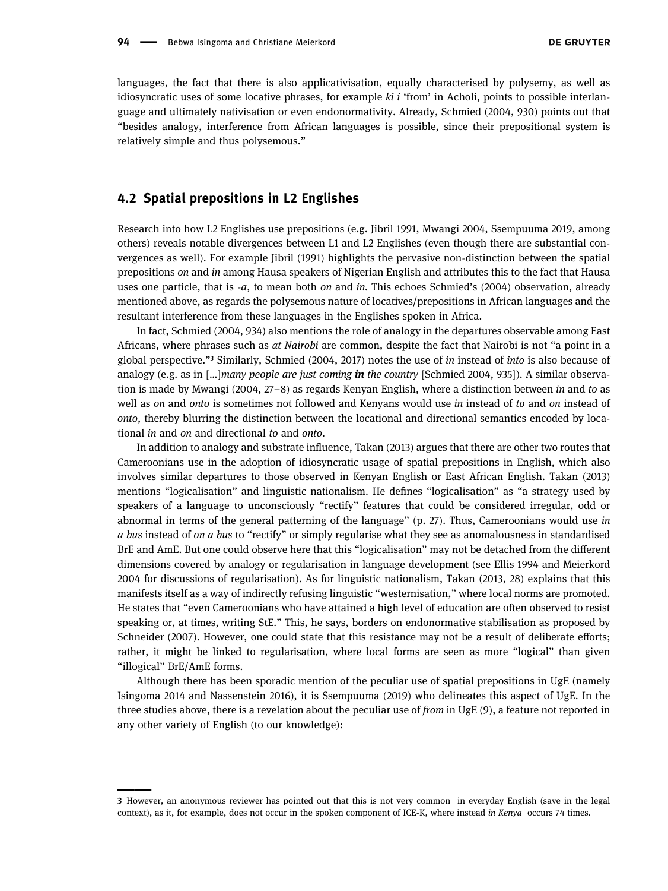languages, the fact that there is also applicativisation, equally characterised by polysemy, as well as idiosyncratic uses of some locative phrases, for example *ki i* 'from' in Acholi, points to possible interlanguage and ultimately nativisation or even endonormativity. Already, Schmied (2004, 930) points out that "besides analogy, interference from African languages is possible, since their prepositional system is relatively simple and thus polysemous."

## 4.2 Spatial prepositions in L2 Englishes

Research into how L2 Englishes use prepositions (e.g. Jibril 1991, Mwangi 2004, Ssempuuma 2019, among others) reveals notable divergences between L1 and L2 Englishes (even though there are substantial convergences as well). For example Jibril (1991) highlights the pervasive non-distinction between the spatial prepositions *on* and *in* among Hausa speakers of Nigerian English and attributes this to the fact that Hausa uses one particle, that is *-a*, to mean both *on* and *in*. This echoes Schmied's (2004) observation, already mentioned above, as regards the polysemous nature of locatives/prepositions in African languages and the resultant interference from these languages in the Englishes spoken in Africa.

In fact, Schmied (2004, 934) also mentions the role of analogy in the departures observable among East Africans, where phrases such as *at Nairobi* are common, despite the fact that Nairobi is not "a point in a global perspective."[3] Similarly, Schmied (2004, 2017) notes the use of *in* instead of *into* is also because of analogy (e.g. as in [...]*many people are just coming* ***in*** *the country* [Schmied 2004, 935]). A similar observation is made by Mwangi (2004, 27–8) as regards Kenyan English, where a distinction between *in* and *to* as well as *on* and *onto* is sometimes not followed and Kenyans would use *in* instead of *to* and *on* instead of *onto*, thereby blurring the distinction between the locational and directional semantics encoded by locational *in* and *on* and directional *to* and *onto*.

In addition to analogy and substrate influence, Takan (2013) argues that there are other two routes that Cameroonians use in the adoption of idiosyncratic usage of spatial prepositions in English, which also involves similar departures to those observed in Kenyan English or East African English. Takan (2013) mentions "logicalisation" and linguistic nationalism. He defines "logicalisation" as "a strategy used by speakers of a language to unconsciously "rectify" features that could be considered irregular, odd or abnormal in terms of the general patterning of the language" (p. 27). Thus, Cameroonians would use *in a bus* instead of *on a bus* to "rectify" or simply regularise what they see as anomalousness in standardised BrE and AmE. But one could observe here that this "logicalisation" may not be detached from the different dimensions covered by analogy or regularisation in language development (see Ellis 1994 and Meierkord 2004 for discussions of regularisation). As for linguistic nationalism, Takan (2013, 28) explains that this manifests itself as a way of indirectly refusing linguistic "westernisation," where local norms are promoted. He states that "even Cameroonians who have attained a high level of education are often observed to resist speaking or, at times, writing StE." This, he says, borders on endonormative stabilisation as proposed by Schneider (2007). However, one could state that this resistance may not be a result of deliberate efforts; rather, it might be linked to regularisation, where local forms are seen as more "logical" than given "illogical" BrE/AmE forms.

Although there has been sporadic mention of the peculiar use of spatial prepositions in UgE (namely Isingoma 2014 and Nassenstein 2016), it is Ssempuuma (2019) who delineates this aspect of UgE. In the three studies above, there is a revelation about the peculiar use of *from* in UgE (9), a feature not reported in any other variety of English (to our knowledge):

---

[3] However, an anonymous reviewer has pointed out that this is not very common in everyday English (save in the legal context), as it, for example, does not occur in the spoken component of ICE-K, where instead *in Kenya* occurs 74 times.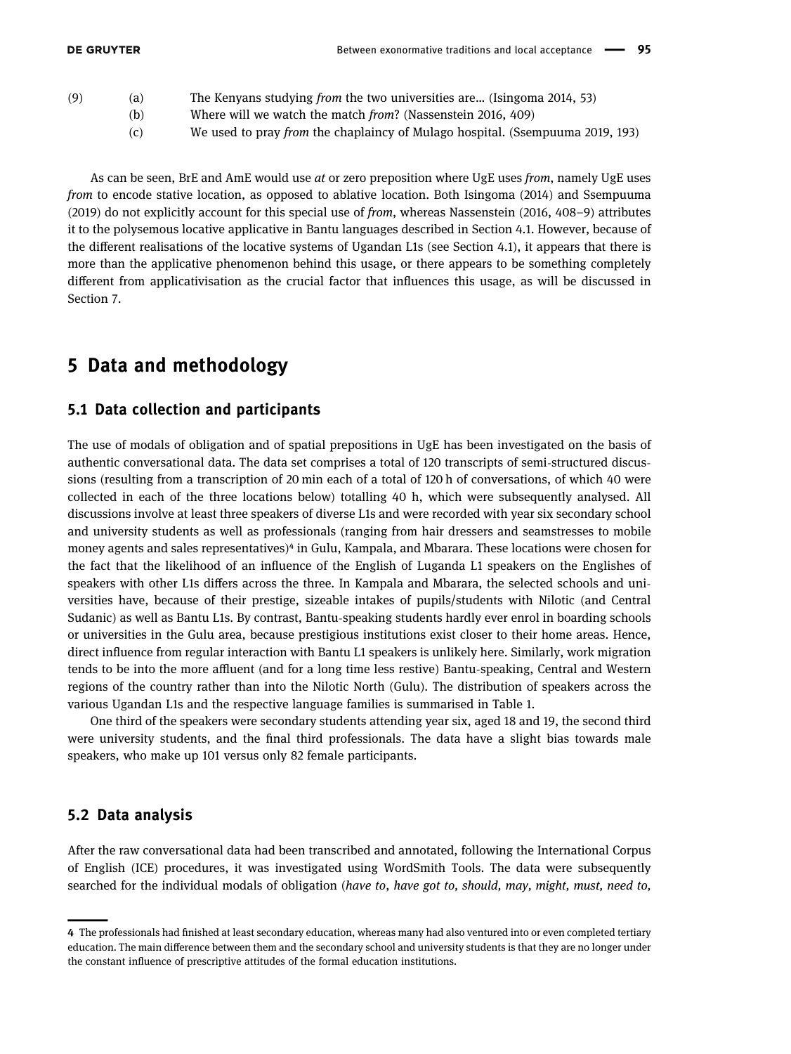(9) (a) The Kenyans studying *from* the two universities are… (Isingoma 2014, 53)
(b) Where will we watch the match *from*? (Nassenstein 2016, 409)
(c) We used to pray *from* the chaplaincy of Mulago hospital. (Ssempuuma 2019, 193)

As can be seen, BrE and AmE would use *at* or zero preposition where UgE uses *from*, namely UgE uses *from* to encode stative location, as opposed to ablative location. Both Isingoma (2014) and Ssempuuma (2019) do not explicitly account for this special use of *from*, whereas Nassenstein (2016, 408–9) attributes it to the polysemous locative applicative in Bantu languages described in Section 4.1. However, because of the different realisations of the locative systems of Ugandan L1s (see Section 4.1), it appears that there is more than the applicative phenomenon behind this usage, or there appears to be something completely different from applicativisation as the crucial factor that influences this usage, as will be discussed in Section 7.

## 5 Data and methodology

### 5.1 Data collection and participants

The use of modals of obligation and of spatial prepositions in UgE has been investigated on the basis of authentic conversational data. The data set comprises a total of 120 transcripts of semi-structured discussions (resulting from a transcription of 20 min each of a total of 120 h of conversations, of which 40 were collected in each of the three locations below) totalling 40 h, which were subsequently analysed. All discussions involve at least three speakers of diverse L1s and were recorded with year six secondary school and university students as well as professionals (ranging from hair dressers and seamstresses to mobile money agents and sales representatives)[4] in Gulu, Kampala, and Mbarara. These locations were chosen for the fact that the likelihood of an influence of the English of Luganda L1 speakers on the Englishes of speakers with other L1s differs across the three. In Kampala and Mbarara, the selected schools and universities have, because of their prestige, sizeable intakes of pupils/students with Nilotic (and Central Sudanic) as well as Bantu L1s. By contrast, Bantu-speaking students hardly ever enrol in boarding schools or universities in the Gulu area, because prestigious institutions exist closer to their home areas. Hence, direct influence from regular interaction with Bantu L1 speakers is unlikely here. Similarly, work migration tends to be into the more affluent (and for a long time less restive) Bantu-speaking, Central and Western regions of the country rather than into the Nilotic North (Gulu). The distribution of speakers across the various Ugandan L1s and the respective language families is summarised in Table 1.

One third of the speakers were secondary students attending year six, aged 18 and 19, the second third were university students, and the final third professionals. The data have a slight bias towards male speakers, who make up 101 versus only 82 female participants.

### 5.2 Data analysis

After the raw conversational data had been transcribed and annotated, following the International Corpus of English (ICE) procedures, it was investigated using WordSmith Tools. The data were subsequently searched for the individual modals of obligation (*have to*, *have got to, should, may, might, must, need to,*

[4] The professionals had finished at least secondary education, whereas many had also ventured into or even completed tertiary education. The main difference between them and the secondary school and university students is that they are no longer under the constant influence of prescriptive attitudes of the formal education institutions.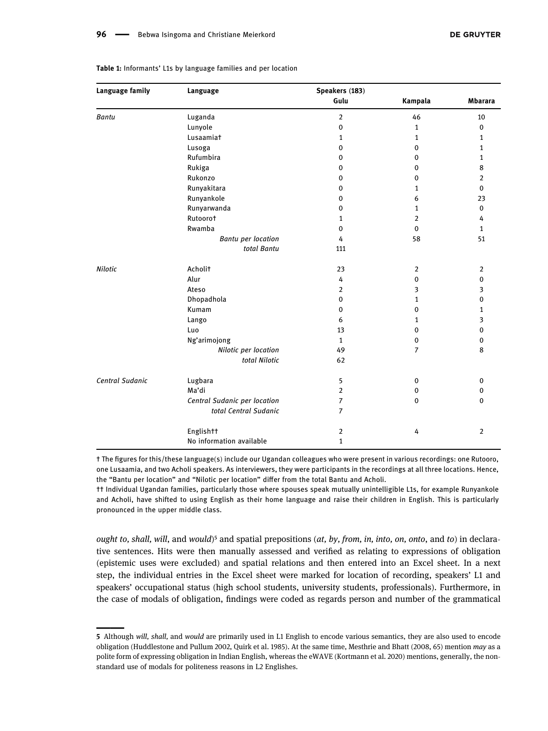**Table 1:** Informants' L1s by language families and per location

| Language family | Language | Speakers (183) | | |
|---|---|---|---|---|
| | | Gulu | Kampala | Mbarara |
| *Bantu* | Luganda | 2 | 46 | 10 |
| | Lunyole | 0 | 1 | 0 |
| | Lusaamia† | 1 | 1 | 1 |
| | Lusoga | 0 | 0 | 1 |
| | Rufumbira | 0 | 0 | 1 |
| | Rukiga | 0 | 0 | 8 |
| | Rukonzo | 0 | 0 | 2 |
| | Runyakitara | 0 | 1 | 0 |
| | Runyankole | 0 | 6 | 23 |
| | Runyarwanda | 0 | 1 | 0 |
| | Rutooro† | 1 | 2 | 4 |
| | Rwamba | 0 | 0 | 1 |
| | *Bantu per location* | 4 | 58 | 51 |
| | *total Bantu* | 111 | | |
| *Nilotic* | Acholi† | 23 | 2 | 2 |
| | Alur | 4 | 0 | 0 |
| | Ateso | 2 | 3 | 3 |
| | Dhopadhola | 0 | 1 | 0 |
| | Kumam | 0 | 0 | 1 |
| | Lango | 6 | 1 | 3 |
| | Luo | 13 | 0 | 0 |
| | Ng'arimojong | 1 | 0 | 0 |
| | *Nilotic per location* | 49 | 7 | 8 |
| | *total Nilotic* | 62 | | |
| *Central Sudanic* | Lugbara | 5 | 0 | 0 |
| | Ma'di | 2 | 0 | 0 |
| | *Central Sudanic per location* | 7 | 0 | 0 |
| | *total Central Sudanic* | 7 | | |
| | English†† | 2 | 4 | 2 |
| | No information available | 1 | | |

† The figures for this/these language(s) include our Ugandan colleagues who were present in various recordings: one Rutooro, one Lusaamia, and two Acholi speakers. As interviewers, they were participants in the recordings at all three locations. Hence, the "Bantu per location" and "Nilotic per location" differ from the total Bantu and Acholi.

†† Individual Ugandan families, particularly those where spouses speak mutually unintelligible L1s, for example Runyankole and Acholi, have shifted to using English as their home language and raise their children in English. This is particularly pronounced in the upper middle class.

*ought to, shall, will*, and *would*)[5] and spatial prepositions (*at, by, from, in, into, on, onto*, and *to*) in declarative sentences. Hits were then manually assessed and verified as relating to expressions of obligation (epistemic uses were excluded) and spatial relations and then entered into an Excel sheet. In a next step, the individual entries in the Excel sheet were marked for location of recording, speakers' L1 and speakers' occupational status (high school students, university students, professionals). Furthermore, in the case of modals of obligation, findings were coded as regards person and number of the grammatical

**5** Although *will, shall,* and *would* are primarily used in L1 English to encode various semantics, they are also used to encode obligation (Huddlestone and Pullum 2002, Quirk et al. 1985). At the same time, Mesthrie and Bhatt (2008, 65) mention *may* as a polite form of expressing obligation in Indian English, whereas the eWAVE (Kortmann et al. 2020) mentions, generally, the non-standard use of modals for politeness reasons in L2 Englishes.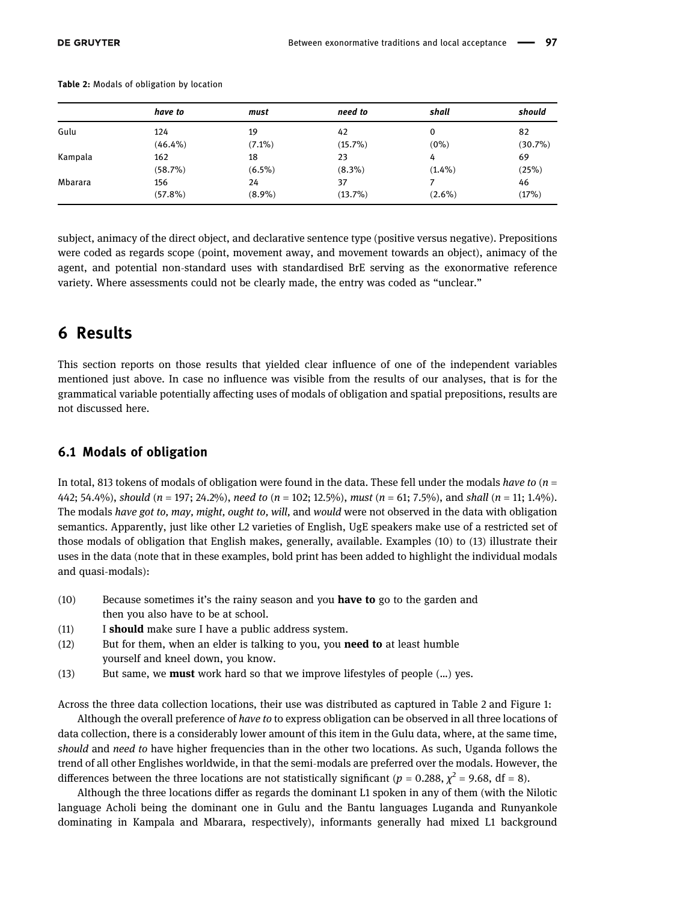Table 2: Modals of obligation by location

| | *have to* | *must* | *need to* | *shall* | *should* |
|---|---|---|---|---|---|
| Gulu | 124 (46.4%) | 19 (7.1%) | 42 (15.7%) | 0 (0%) | 82 (30.7%) |
| Kampala | 162 (58.7%) | 18 (6.5%) | 23 (8.3%) | 4 (1.4%) | 69 (25%) |
| Mbarara | 156 (57.8%) | 24 (8.9%) | 37 (13.7%) | 7 (2.6%) | 46 (17%) |

subject, animacy of the direct object, and declarative sentence type (positive versus negative). Prepositions were coded as regards scope (point, movement away, and movement towards an object), animacy of the agent, and potential non-standard uses with standardised BrE serving as the exonormative reference variety. Where assessments could not be clearly made, the entry was coded as "unclear."

# 6 Results

This section reports on those results that yielded clear influence of one of the independent variables mentioned just above. In case no influence was visible from the results of our analyses, that is for the grammatical variable potentially affecting uses of modals of obligation and spatial prepositions, results are not discussed here.

## 6.1 Modals of obligation

In total, 813 tokens of modals of obligation were found in the data. These fell under the modals *have to* ($n$ = 442; 54.4%), *should* ($n$ = 197; 24.2%), *need to* ($n$ = 102; 12.5%), *must* ($n$ = 61; 7.5%), and *shall* ($n$ = 11; 1.4%). The modals *have got to, may, might, ought to, will,* and *would* were not observed in the data with obligation semantics. Apparently, just like other L2 varieties of English, UgE speakers make use of a restricted set of those modals of obligation that English makes, generally, available. Examples (10) to (13) illustrate their uses in the data (note that in these examples, bold print has been added to highlight the individual modals and quasi-modals):

(10) Because sometimes it's the rainy season and you **have to** go to the garden and then you also have to be at school.
(11) I **should** make sure I have a public address system.
(12) But for them, when an elder is talking to you, you **need to** at least humble yourself and kneel down, you know.
(13) But same, we **must** work hard so that we improve lifestyles of people (…) yes.

Across the three data collection locations, their use was distributed as captured in Table 2 and Figure 1:

Although the overall preference of *have to* to express obligation can be observed in all three locations of data collection, there is a considerably lower amount of this item in the Gulu data, where, at the same time, *should* and *need to* have higher frequencies than in the other two locations. As such, Uganda follows the trend of all other Englishes worldwide, in that the semi-modals are preferred over the modals. However, the differences between the three locations are not statistically significant ($p$ = 0.288, $\chi^2$ = 9.68, df = 8).

Although the three locations differ as regards the dominant L1 spoken in any of them (with the Nilotic language Acholi being the dominant one in Gulu and the Bantu languages Luganda and Runyankole dominating in Kampala and Mbarara, respectively), informants generally had mixed L1 background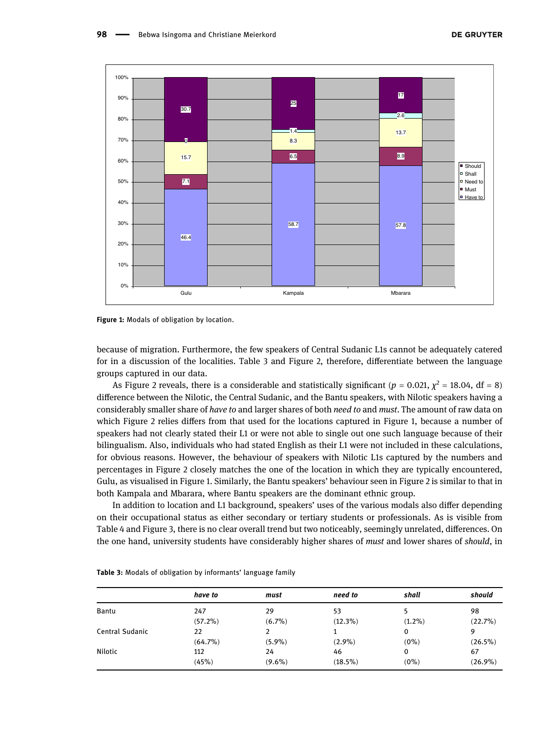**Figure 1:** Modals of obligation by location.

because of migration. Furthermore, the few speakers of Central Sudanic L1s cannot be adequately catered for in a discussion of the localities. Table 3 and Figure 2, therefore, differentiate between the language groups captured in our data.

As Figure 2 reveals, there is a considerable and statistically significant ($p$ = 0.021, $\chi^2$ = 18.04, df = 8) difference between the Nilotic, the Central Sudanic, and the Bantu speakers, with Nilotic speakers having a considerably smaller share of *have to* and larger shares of both *need to* and *must*. The amount of raw data on which Figure 2 relies differs from that used for the locations captured in Figure 1, because a number of speakers had not clearly stated their L1 or were not able to single out one such language because of their bilingualism. Also, individuals who had stated English as their L1 were not included in these calculations, for obvious reasons. However, the behaviour of speakers with Nilotic L1s captured by the numbers and percentages in Figure 2 closely matches the one of the location in which they are typically encountered, Gulu, as visualised in Figure 1. Similarly, the Bantu speakers' behaviour seen in Figure 2 is similar to that in both Kampala and Mbarara, where Bantu speakers are the dominant ethnic group.

In addition to location and L1 background, speakers' uses of the various modals also differ depending on their occupational status as either secondary or tertiary students or professionals. As is visible from Table 4 and Figure 3, there is no clear overall trend but two noticeably, seemingly unrelated, differences. On the one hand, university students have considerably higher shares of *must* and lower shares of *should*, in

**Table 3:** Modals of obligation by informants' language family

| | *have to* | *must* | *need to* | *shall* | *should* |
|---|---|---|---|---|---|
| Bantu | 247<br>(57.2%) | 29<br>(6.7%) | 53<br>(12.3%) | 5<br>(1.2%) | 98<br>(22.7%) |
| Central Sudanic | 22<br>(64.7%) | 2<br>(5.9%) | 1<br>(2.9%) | 0<br>(0%) | 9<br>(26.5%) |
| Nilotic | 112<br>(45%) | 24<br>(9.6%) | 46<br>(18.5%) | 0<br>(0%) | 67<br>(26.9%) |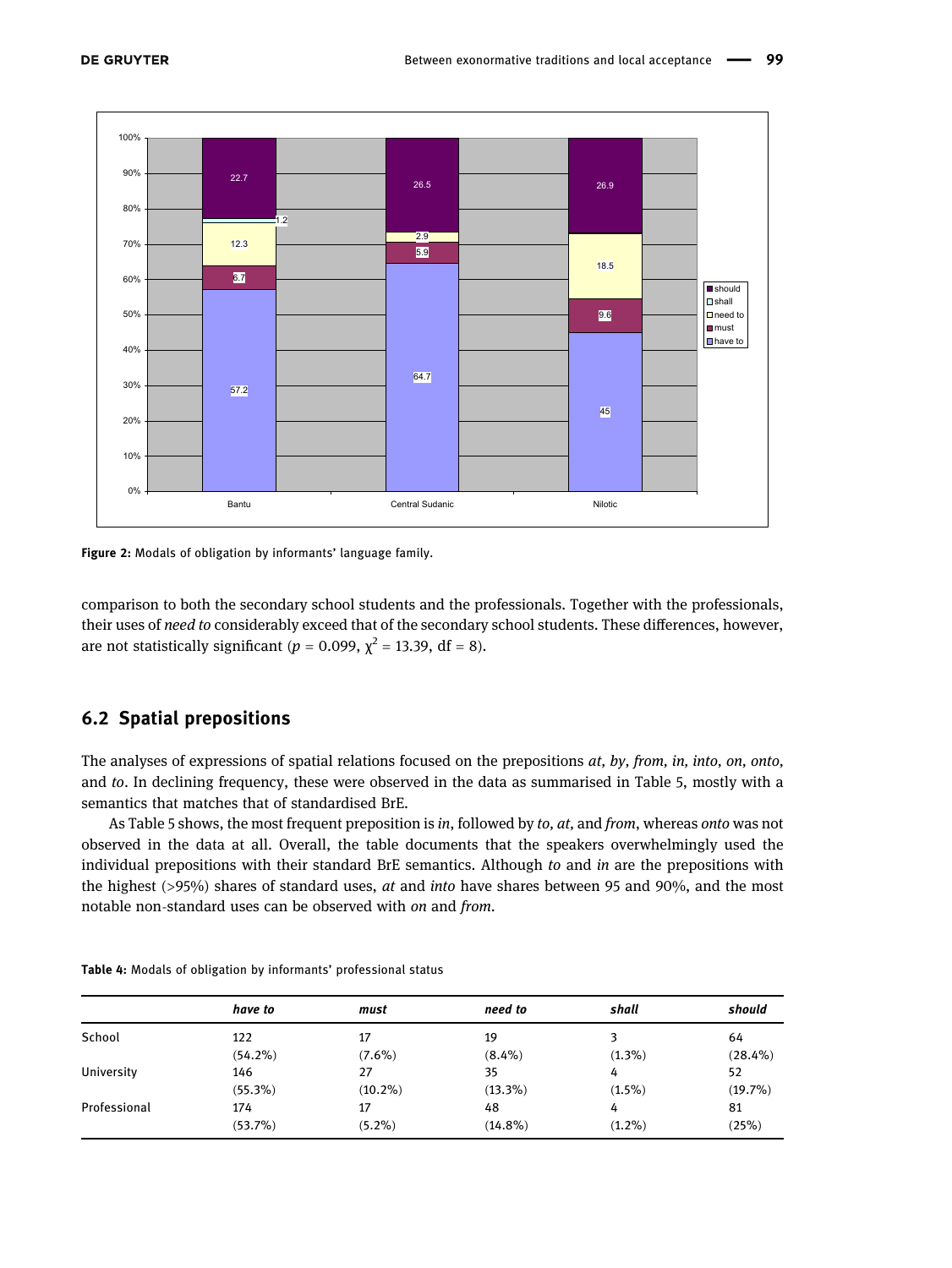Figure 2: Modals of obligation by informants' language family.

comparison to both the secondary school students and the professionals. Together with the professionals, their uses of *need to* considerably exceed that of the secondary school students. These differences, however, are not statistically significant ($p$ = 0.099, $\chi^2$ = 13.39, df = 8).

## 6.2 Spatial prepositions

The analyses of expressions of spatial relations focused on the prepositions *at*, *by*, *from*, *in*, *into*, *on*, *onto*, and *to*. In declining frequency, these were observed in the data as summarised in Table 5, mostly with a semantics that matches that of standardised BrE.

As Table 5 shows, the most frequent preposition is *in*, followed by *to*, *at*, and *from*, whereas *onto* was not observed in the data at all. Overall, the table documents that the speakers overwhelmingly used the individual prepositions with their standard BrE semantics. Although *to* and *in* are the prepositions with the highest (>95%) shares of standard uses, *at* and *into* have shares between 95 and 90%, and the most notable non-standard uses can be observed with *on* and *from*.

**Table 4:** Modals of obligation by informants' professional status

| | *have to* | *must* | *need to* | *shall* | *should* |
|---|---|---|---|---|---|
| School | 122 (54.2%) | 17 (7.6%) | 19 (8.4%) | 3 (1.3%) | 64 (28.4%) |
| University | 146 (55.3%) | 27 (10.2%) | 35 (13.3%) | 4 (1.5%) | 52 (19.7%) |
| Professional | 174 (53.7%) | 17 (5.2%) | 48 (14.8%) | 4 (1.2%) | 81 (25%) |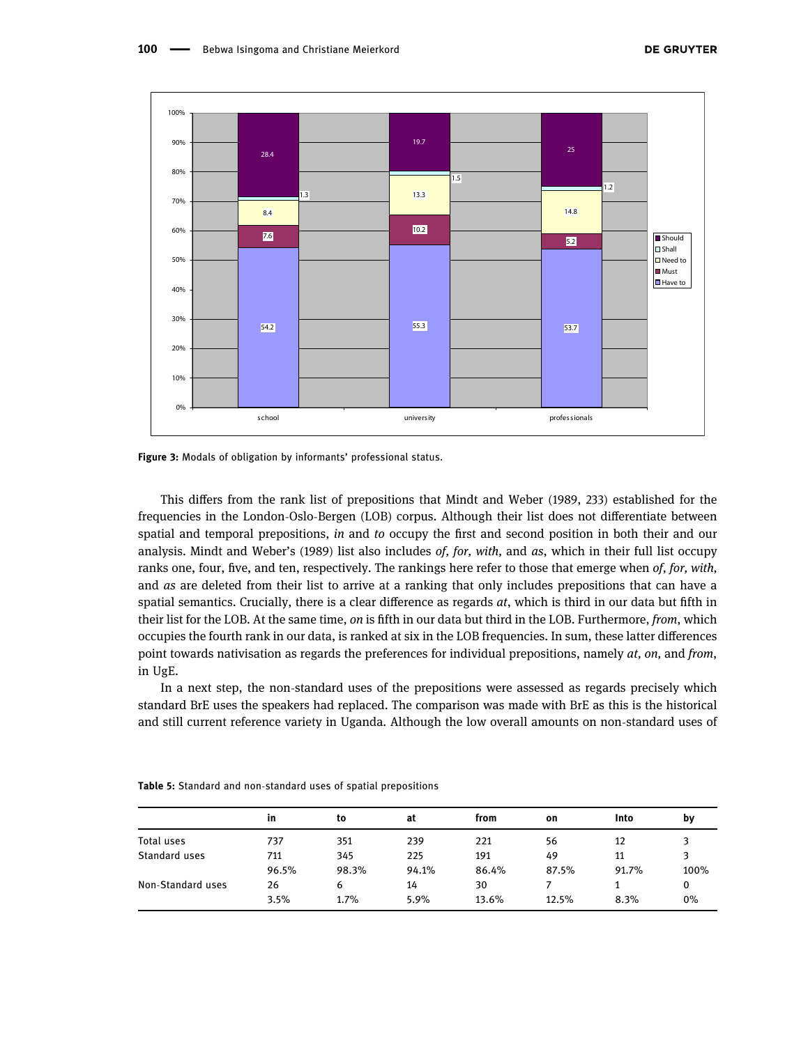**Figure 3:** Modals of obligation by informants' professional status.

This differs from the rank list of prepositions that Mindt and Weber (1989, 233) established for the frequencies in the London-Oslo-Bergen (LOB) corpus. Although their list does not differentiate between spatial and temporal prepositions, *in* and *to* occupy the first and second position in both their and our analysis. Mindt and Weber's (1989) list also includes *of, for, with,* and *as*, which in their full list occupy ranks one, four, five, and ten, respectively. The rankings here refer to those that emerge when *of, for, with,* and *as* are deleted from their list to arrive at a ranking that only includes prepositions that can have a spatial semantics. Crucially, there is a clear difference as regards *at*, which is third in our data but fifth in their list for the LOB. At the same time, *on* is fifth in our data but third in the LOB. Furthermore, *from*, which occupies the fourth rank in our data, is ranked at six in the LOB frequencies. In sum, these latter differences point towards nativisation as regards the preferences for individual prepositions, namely *at, on,* and *from*, in UgE.

In a next step, the non-standard uses of the prepositions were assessed as regards precisely which standard BrE uses the speakers had replaced. The comparison was made with BrE as this is the historical and still current reference variety in Uganda. Although the low overall amounts on non-standard uses of

**Table 5:** Standard and non-standard uses of spatial prepositions

| | in | to | at | from | on | Into | by |
|---|---|---|---|---|---|---|---|
| Total uses | 737 | 351 | 239 | 221 | 56 | 12 | 3 |
| Standard uses | 711 | 345 | 225 | 191 | 49 | 11 | 3 |
| | 96.5% | 98.3% | 94.1% | 86.4% | 87.5% | 91.7% | 100% |
| Non-Standard uses | 26 | 6 | 14 | 30 | 7 | 1 | 0 |
| | 3.5% | 1.7% | 5.9% | 13.6% | 12.5% | 8.3% | 0% |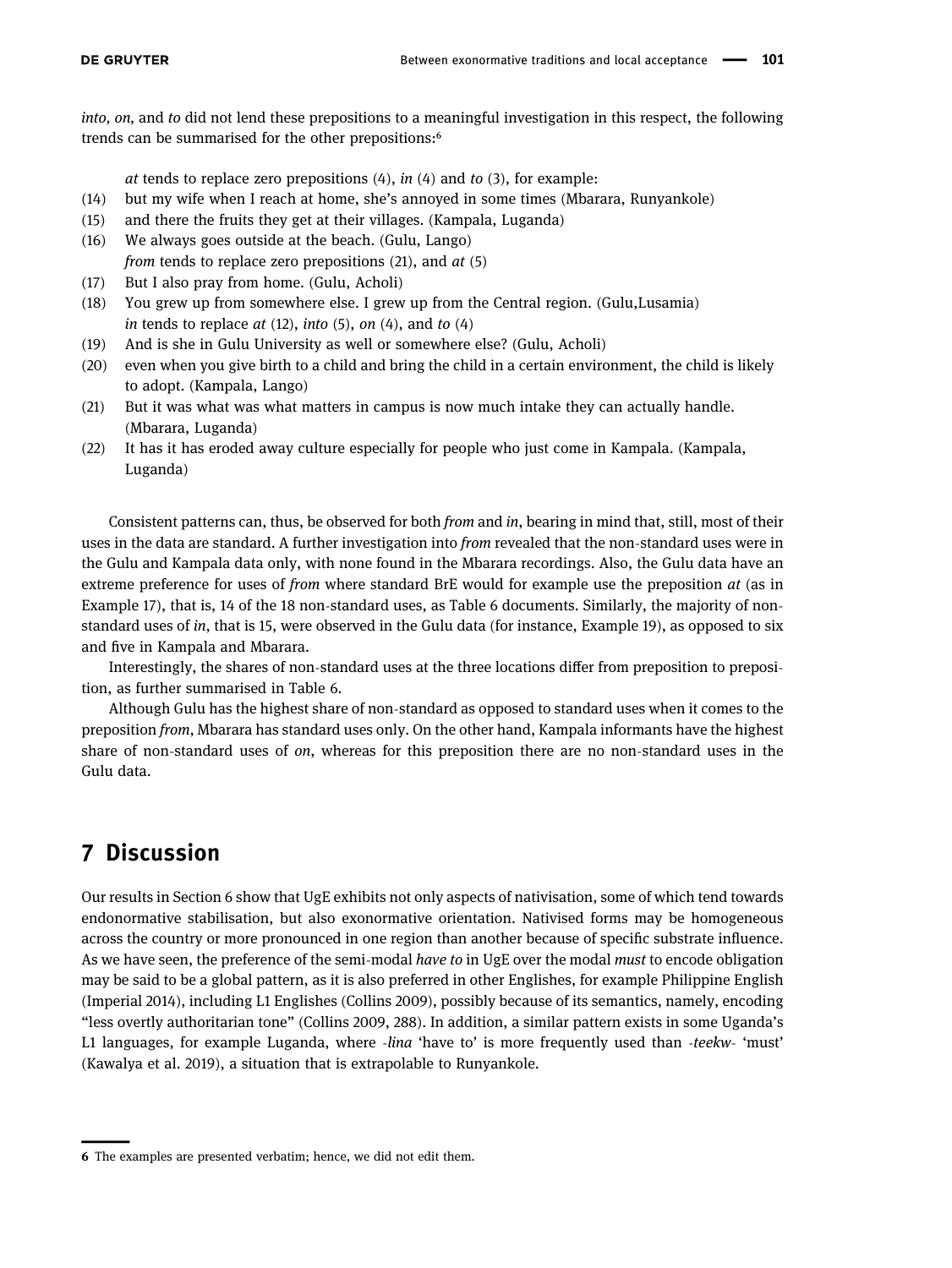*into, on,* and *to* did not lend these prepositions to a meaningful investigation in this respect, the following trends can be summarised for the other prepositions:[6]

*at* tends to replace zero prepositions (4), *in* (4) and *to* (3), for example:

(14) but my wife when I reach at home, she's annoyed in some times (Mbarara, Runyankole)

(15) and there the fruits they get at their villages. (Kampala, Luganda)

(16) We always goes outside at the beach. (Gulu, Lango)

*from* tends to replace zero prepositions (21), and *at* (5)

(17) But I also pray from home. (Gulu, Acholi)

(18) You grew up from somewhere else. I grew up from the Central region. (Gulu,Lusamia)

*in* tends to replace *at* (12), *into* (5), *on* (4), and *to* (4)

(19) And is she in Gulu University as well or somewhere else? (Gulu, Acholi)

(20) even when you give birth to a child and bring the child in a certain environment, the child is likely to adopt. (Kampala, Lango)

(21) But it was what was what matters in campus is now much intake they can actually handle. (Mbarara, Luganda)

(22) It has it has eroded away culture especially for people who just come in Kampala. (Kampala, Luganda)

Consistent patterns can, thus, be observed for both *from* and *in*, bearing in mind that, still, most of their uses in the data are standard. A further investigation into *from* revealed that the non-standard uses were in the Gulu and Kampala data only, with none found in the Mbarara recordings. Also, the Gulu data have an extreme preference for uses of *from* where standard BrE would for example use the preposition *at* (as in Example 17), that is, 14 of the 18 non-standard uses, as Table 6 documents. Similarly, the majority of non-standard uses of *in*, that is 15, were observed in the Gulu data (for instance, Example 19), as opposed to six and five in Kampala and Mbarara.

Interestingly, the shares of non-standard uses at the three locations differ from preposition to preposition, as further summarised in Table 6.

Although Gulu has the highest share of non-standard as opposed to standard uses when it comes to the preposition *from*, Mbarara has standard uses only. On the other hand, Kampala informants have the highest share of non-standard uses of *on*, whereas for this preposition there are no non-standard uses in the Gulu data.

## 7 Discussion

Our results in Section 6 show that UgE exhibits not only aspects of nativisation, some of which tend towards endonormative stabilisation, but also exonormative orientation. Nativised forms may be homogeneous across the country or more pronounced in one region than another because of specific substrate influence. As we have seen, the preference of the semi-modal *have to* in UgE over the modal *must* to encode obligation may be said to be a global pattern, as it is also preferred in other Englishes, for example Philippine English (Imperial 2014), including L1 Englishes (Collins 2009), possibly because of its semantics, namely, encoding "less overtly authoritarian tone" (Collins 2009, 288). In addition, a similar pattern exists in some Uganda's L1 languages, for example Luganda, where *-lina* 'have to' is more frequently used than *-teekw-* 'must' (Kawalya et al. 2019), a situation that is extrapolable to Runyankole.

---

6 The examples are presented verbatim; hence, we did not edit them.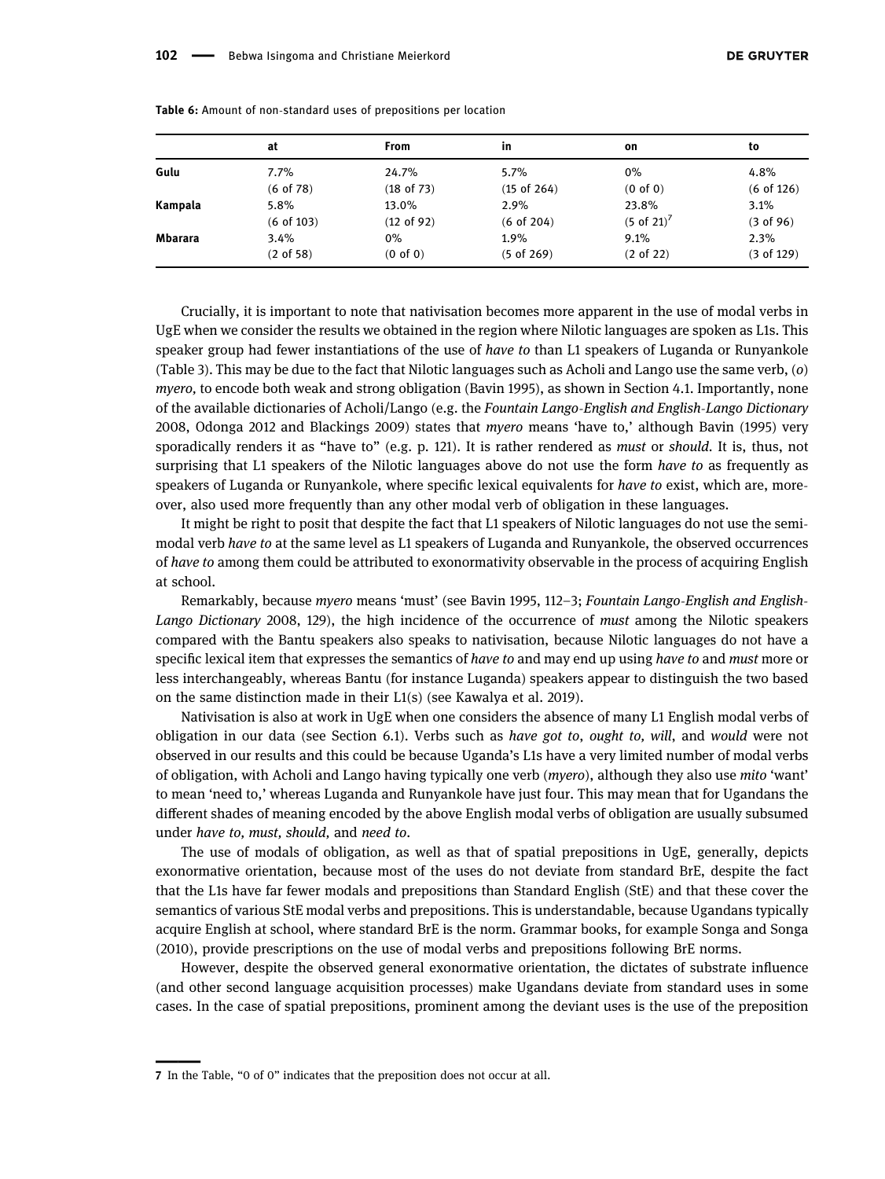**Table 6:** Amount of non-standard uses of prepositions per location

| | at | From | in | on | to |
|---|---|---|---|---|---|
| **Gulu** | 7.7% (6 of 78) | 24.7% (18 of 73) | 5.7% (15 of 264) | 0% (0 of 0) | 4.8% (6 of 126) |
| **Kampala** | 5.8% (6 of 103) | 13.0% (12 of 92) | 2.9% (6 of 204) | 23.8% (5 of 21)[7] | 3.1% (3 of 96) |
| **Mbarara** | 3.4% (2 of 58) | 0% (0 of 0) | 1.9% (5 of 269) | 9.1% (2 of 22) | 2.3% (3 of 129) |

Crucially, it is important to note that nativisation becomes more apparent in the use of modal verbs in UgE when we consider the results we obtained in the region where Nilotic languages are spoken as L1s. This speaker group had fewer instantiations of the use of *have to* than L1 speakers of Luganda or Runyankole (Table 3). This may be due to the fact that Nilotic languages such as Acholi and Lango use the same verb, (*o*) *myero*, to encode both weak and strong obligation (Bavin 1995), as shown in Section 4.1. Importantly, none of the available dictionaries of Acholi/Lango (e.g. the *Fountain Lango-English and English-Lango Dictionary* 2008, Odonga 2012 and Blackings 2009) states that *myero* means 'have to,' although Bavin (1995) very sporadically renders it as "have to" (e.g. p. 121). It is rather rendered as *must* or *should*. It is, thus, not surprising that L1 speakers of the Nilotic languages above do not use the form *have to* as frequently as speakers of Luganda or Runyankole, where specific lexical equivalents for *have to* exist, which are, moreover, also used more frequently than any other modal verb of obligation in these languages.

It might be right to posit that despite the fact that L1 speakers of Nilotic languages do not use the semi-modal verb *have to* at the same level as L1 speakers of Luganda and Runyankole, the observed occurrences of *have to* among them could be attributed to exonormativity observable in the process of acquiring English at school.

Remarkably, because *myero* means 'must' (see Bavin 1995, 112–3; *Fountain Lango-English and English-Lango Dictionary* 2008, 129), the high incidence of the occurrence of *must* among the Nilotic speakers compared with the Bantu speakers also speaks to nativisation, because Nilotic languages do not have a specific lexical item that expresses the semantics of *have to* and may end up using *have to* and *must* more or less interchangeably, whereas Bantu (for instance Luganda) speakers appear to distinguish the two based on the same distinction made in their L1(s) (see Kawalya et al. 2019).

Nativisation is also at work in UgE when one considers the absence of many L1 English modal verbs of obligation in our data (see Section 6.1). Verbs such as *have got to*, *ought to, will*, and *would* were not observed in our results and this could be because Uganda's L1s have a very limited number of modal verbs of obligation, with Acholi and Lango having typically one verb (*myero*), although they also use *mito* 'want' to mean 'need to,' whereas Luganda and Runyankole have just four. This may mean that for Ugandans the different shades of meaning encoded by the above English modal verbs of obligation are usually subsumed under *have to, must, should,* and *need to*.

The use of modals of obligation, as well as that of spatial prepositions in UgE, generally, depicts exonormative orientation, because most of the uses do not deviate from standard BrE, despite the fact that the L1s have far fewer modals and prepositions than Standard English (StE) and that these cover the semantics of various StE modal verbs and prepositions. This is understandable, because Ugandans typically acquire English at school, where standard BrE is the norm. Grammar books, for example Songa and Songa (2010), provide prescriptions on the use of modal verbs and prepositions following BrE norms.

However, despite the observed general exonormative orientation, the dictates of substrate influence (and other second language acquisition processes) make Ugandans deviate from standard uses in some cases. In the case of spatial prepositions, prominent among the deviant uses is the use of the preposition

---

7 In the Table, "0 of 0" indicates that the preposition does not occur at all.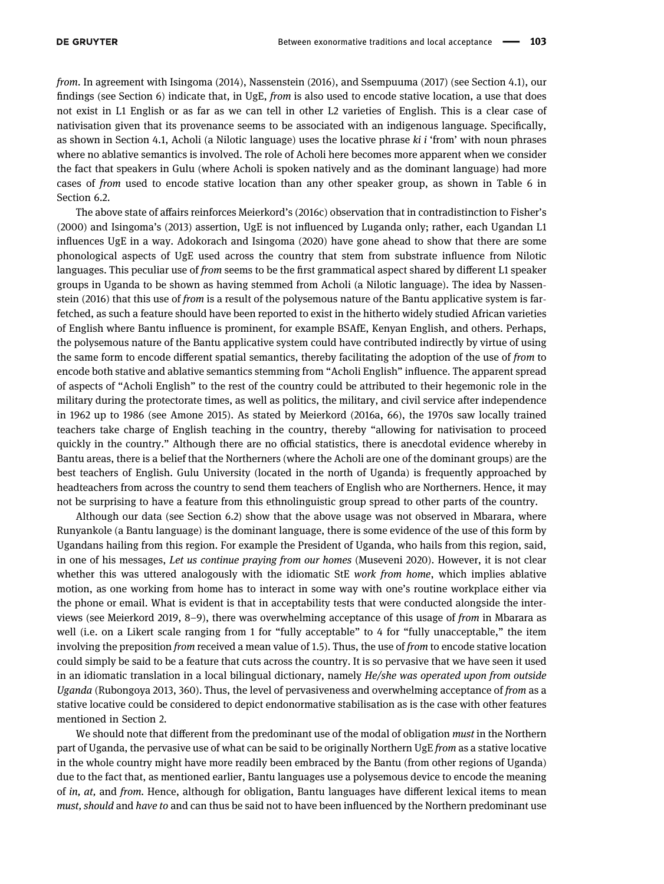*from*. In agreement with Isingoma (2014), Nassenstein (2016), and Ssempuuma (2017) (see Section 4.1), our findings (see Section 6) indicate that, in UgE, *from* is also used to encode stative location, a use that does not exist in L1 English or as far as we can tell in other L2 varieties of English. This is a clear case of nativisation given that its provenance seems to be associated with an indigenous language. Specifically, as shown in Section 4.1, Acholi (a Nilotic language) uses the locative phrase *ki i* 'from' with noun phrases where no ablative semantics is involved. The role of Acholi here becomes more apparent when we consider the fact that speakers in Gulu (where Acholi is spoken natively and as the dominant language) had more cases of *from* used to encode stative location than any other speaker group, as shown in Table 6 in Section 6.2.

The above state of affairs reinforces Meierkord's (2016c) observation that in contradistinction to Fisher's (2000) and Isingoma's (2013) assertion, UgE is not influenced by Luganda only; rather, each Ugandan L1 influences UgE in a way. Adokorach and Isingoma (2020) have gone ahead to show that there are some phonological aspects of UgE used across the country that stem from substrate influence from Nilotic languages. This peculiar use of *from* seems to be the first grammatical aspect shared by different L1 speaker groups in Uganda to be shown as having stemmed from Acholi (a Nilotic language). The idea by Nassenstein (2016) that this use of *from* is a result of the polysemous nature of the Bantu applicative system is far-fetched, as such a feature should have been reported to exist in the hitherto widely studied African varieties of English where Bantu influence is prominent, for example BSAfE, Kenyan English, and others. Perhaps, the polysemous nature of the Bantu applicative system could have contributed indirectly by virtue of using the same form to encode different spatial semantics, thereby facilitating the adoption of the use of *from* to encode both stative and ablative semantics stemming from "Acholi English" influence. The apparent spread of aspects of "Acholi English" to the rest of the country could be attributed to their hegemonic role in the military during the protectorate times, as well as politics, the military, and civil service after independence in 1962 up to 1986 (see Amone 2015). As stated by Meierkord (2016a, 66), the 1970s saw locally trained teachers take charge of English teaching in the country, thereby "allowing for nativisation to proceed quickly in the country." Although there are no official statistics, there is anecdotal evidence whereby in Bantu areas, there is a belief that the Northerners (where the Acholi are one of the dominant groups) are the best teachers of English. Gulu University (located in the north of Uganda) is frequently approached by headteachers from across the country to send them teachers of English who are Northerners. Hence, it may not be surprising to have a feature from this ethnolinguistic group spread to other parts of the country.

Although our data (see Section 6.2) show that the above usage was not observed in Mbarara, where Runyankole (a Bantu language) is the dominant language, there is some evidence of the use of this form by Ugandans hailing from this region. For example the President of Uganda, who hails from this region, said, in one of his messages, *Let us continue praying from our homes* (Museveni 2020). However, it is not clear whether this was uttered analogously with the idiomatic StE *work from home*, which implies ablative motion, as one working from home has to interact in some way with one's routine workplace either via the phone or email. What is evident is that in acceptability tests that were conducted alongside the interviews (see Meierkord 2019, 8–9), there was overwhelming acceptance of this usage of *from* in Mbarara as well (i.e. on a Likert scale ranging from 1 for "fully acceptable" to 4 for "fully unacceptable," the item involving the preposition *from* received a mean value of 1.5). Thus, the use of *from* to encode stative location could simply be said to be a feature that cuts across the country. It is so pervasive that we have seen it used in an idiomatic translation in a local bilingual dictionary, namely *He/she was operated upon from outside Uganda* (Rubongoya 2013, 360). Thus, the level of pervasiveness and overwhelming acceptance of *from* as a stative locative could be considered to depict endonormative stabilisation as is the case with other features mentioned in Section 2.

We should note that different from the predominant use of the modal of obligation *must* in the Northern part of Uganda, the pervasive use of what can be said to be originally Northern UgE *from* as a stative locative in the whole country might have more readily been embraced by the Bantu (from other regions of Uganda) due to the fact that, as mentioned earlier, Bantu languages use a polysemous device to encode the meaning of *in, at,* and *from.* Hence, although for obligation, Bantu languages have different lexical items to mean *must, should* and *have to* and can thus be said not to have been influenced by the Northern predominant use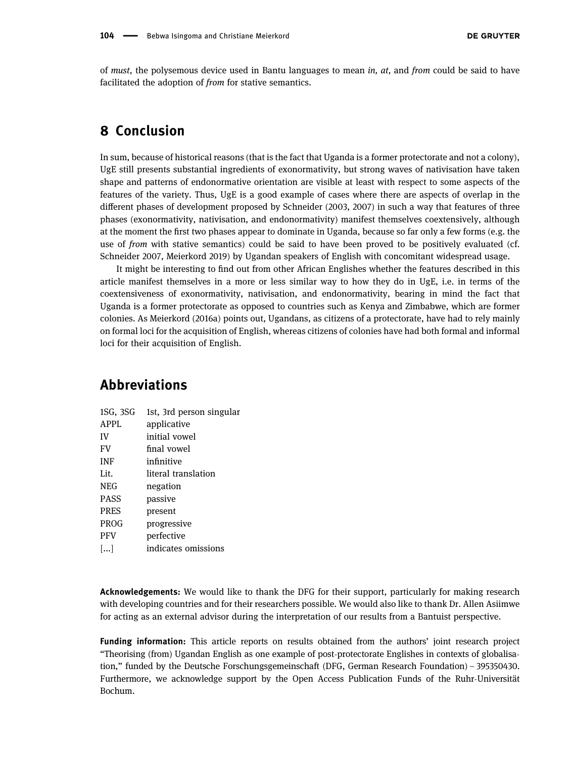of *must*, the polysemous device used in Bantu languages to mean *in, at,* and *from* could be said to have facilitated the adoption of *from* for stative semantics.

## 8 Conclusion

In sum, because of historical reasons (that is the fact that Uganda is a former protectorate and not a colony), UgE still presents substantial ingredients of exonormativity, but strong waves of nativisation have taken shape and patterns of endonormative orientation are visible at least with respect to some aspects of the features of the variety. Thus, UgE is a good example of cases where there are aspects of overlap in the different phases of development proposed by Schneider (2003, 2007) in such a way that features of three phases (exonormativity, nativisation, and endonormativity) manifest themselves coextensively, although at the moment the first two phases appear to dominate in Uganda, because so far only a few forms (e.g. the use of *from* with stative semantics) could be said to have been proved to be positively evaluated (cf. Schneider 2007, Meierkord 2019) by Ugandan speakers of English with concomitant widespread usage.

It might be interesting to find out from other African Englishes whether the features described in this article manifest themselves in a more or less similar way to how they do in UgE, i.e. in terms of the coextensiveness of exonormativity, nativisation, and endonormativity, bearing in mind the fact that Uganda is a former protectorate as opposed to countries such as Kenya and Zimbabwe, which are former colonies. As Meierkord (2016a) points out, Ugandans, as citizens of a protectorate, have had to rely mainly on formal loci for the acquisition of English, whereas citizens of colonies have had both formal and informal loci for their acquisition of English.

## Abbreviations

| | |
|---|---|
| 1SG, 3SG | 1st, 3rd person singular |
| APPL | applicative |
| IV | initial vowel |
| FV | final vowel |
| INF | infinitive |
| Lit. | literal translation |
| NEG | negation |
| PASS | passive |
| PRES | present |
| PROG | progressive |
| PFV | perfective |
| [...] | indicates omissions |

**Acknowledgements:** We would like to thank the DFG for their support, particularly for making research with developing countries and for their researchers possible. We would also like to thank Dr. Allen Asiimwe for acting as an external advisor during the interpretation of our results from a Bantuist perspective.

**Funding information:** This article reports on results obtained from the authors' joint research project "Theorising (from) Ugandan English as one example of post-protectorate Englishes in contexts of globalisation," funded by the Deutsche Forschungsgemeinschaft (DFG, German Research Foundation) – 395350430. Furthermore, we acknowledge support by the Open Access Publication Funds of the Ruhr-Universität Bochum.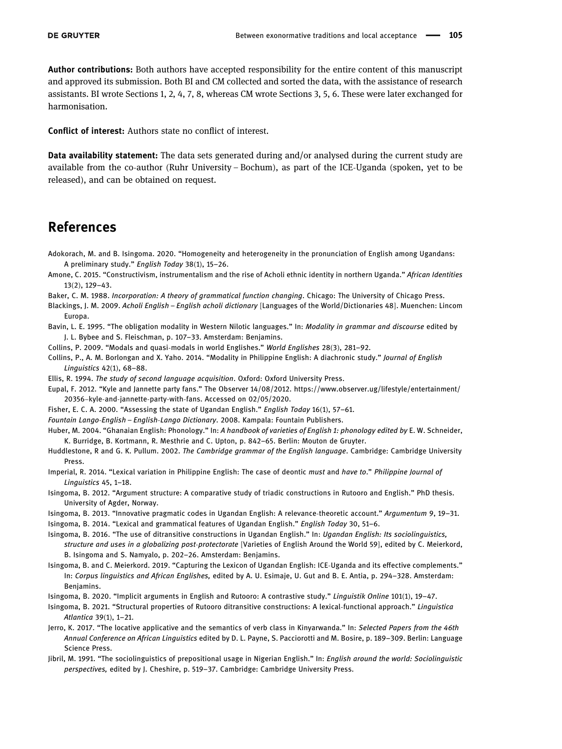**Author contributions:** Both authors have accepted responsibility for the entire content of this manuscript and approved its submission. Both BI and CM collected and sorted the data, with the assistance of research assistants. BI wrote Sections 1, 2, 4, 7, 8, whereas CM wrote Sections 3, 5, 6. These were later exchanged for harmonisation.

**Conflict of interest:** Authors state no conflict of interest.

**Data availability statement:** The data sets generated during and/or analysed during the current study are available from the co-author (Ruhr University – Bochum), as part of the ICE-Uganda (spoken, yet to be released), and can be obtained on request.

## References

Adokorach, M. and B. Isingoma. 2020. "Homogeneity and heterogeneity in the pronunciation of English among Ugandans: A preliminary study." *English Today* 38(1), 15–26.

Amone, C. 2015. "Constructivism, instrumentalism and the rise of Acholi ethnic identity in northern Uganda." *African Identities* 13(2), 129–43.

Baker, C. M. 1988. *Incorporation: A theory of grammatical function changing*. Chicago: The University of Chicago Press.

Blackings, J. M. 2009. *Acholi English – English acholi dictionary* [Languages of the World/Dictionaries 48]. Muenchen: Lincom Europa.

Bavin, L. E. 1995. "The obligation modality in Western Nilotic languages." In: *Modality in grammar and discourse* edited by J. L. Bybee and S. Fleischman, p. 107–33. Amsterdam: Benjamins.

Collins, P. 2009. "Modals and quasi-modals in world Englishes." *World Englishes* 28(3), 281–92.

Collins, P., A. M. Borlongan and X. Yaho. 2014. "Modality in Philippine English: A diachronic study." *Journal of English Linguistics* 42(1), 68–88.

Ellis, R. 1994. *The study of second language acquisition*. Oxford: Oxford University Press.

Eupal, F. 2012. "Kyle and Jannette party fans." The Observer 14/08/2012. https://www.observer.ug/lifestyle/entertainment/20356–kyle-and-jannette-party-with-fans. Accessed on 02/05/2020.

Fisher, E. C. A. 2000. "Assessing the state of Ugandan English." *English Today* 16(1), 57–61.

*Fountain Lango-English – English-Lango Dictionary*. 2008. Kampala: Fountain Publishers.

Huber, M. 2004. "Ghanaian English: Phonology." In: *A handbook of varieties of English 1: phonology edited by* E. W. Schneider, K. Burridge, B. Kortmann, R. Mesthrie and C. Upton, p. 842–65. Berlin: Mouton de Gruyter.

Huddlestone, R and G. K. Pullum. 2002. *The Cambridge grammar of the English language*. Cambridge: Cambridge University Press.

Imperial, R. 2014. "Lexical variation in Philippine English: The case of deontic *must* and *have to*." *Philippine Journal of Linguistics* 45, 1–18.

Isingoma, B. 2012. "Argument structure: A comparative study of triadic constructions in Rutooro and English." PhD thesis. University of Agder, Norway.

Isingoma, B. 2013. "Innovative pragmatic codes in Ugandan English: A relevance-theoretic account." *Argumentum* 9, 19–31.

Isingoma, B. 2014. "Lexical and grammatical features of Ugandan English." *English Today* 30, 51–6.

Isingoma, B. 2016. "The use of ditransitive constructions in Ugandan English." In: *Ugandan English: Its sociolinguistics, structure and uses in a globalizing post-protectorate* [Varieties of English Around the World 59], edited by C. Meierkord, B. Isingoma and S. Namyalo, p. 202–26. Amsterdam: Benjamins.

Isingoma, B. and C. Meierkord. 2019. "Capturing the Lexicon of Ugandan English: ICE-Uganda and its effective complements." In: *Corpus linguistics and African Englishes,* edited by A. U. Esimaje, U. Gut and B. E. Antia, p. 294–328. Amsterdam: Benjamins.

Isingoma, B. 2020. "Implicit arguments in English and Rutooro: A contrastive study." *Linguistik Online* 101(1), 19–47.

Isingoma, B. 2021. "Structural properties of Rutooro ditransitive constructions: A lexical-functional approach." *Linguistica Atlantica* 39(1), 1–21.

Jerro, K. 2017. "The locative applicative and the semantics of verb class in Kinyarwanda." In: *Selected Papers from the 46th Annual Conference on African Linguistics* edited by D. L. Payne, S. Pacciorotti and M. Bosire, p. 189–309. Berlin: Language Science Press.

Jibril, M. 1991. "The sociolinguistics of prepositional usage in Nigerian English." In: *English around the world: Sociolinguistic perspectives,* edited by J. Cheshire, p. 519–37. Cambridge: Cambridge University Press.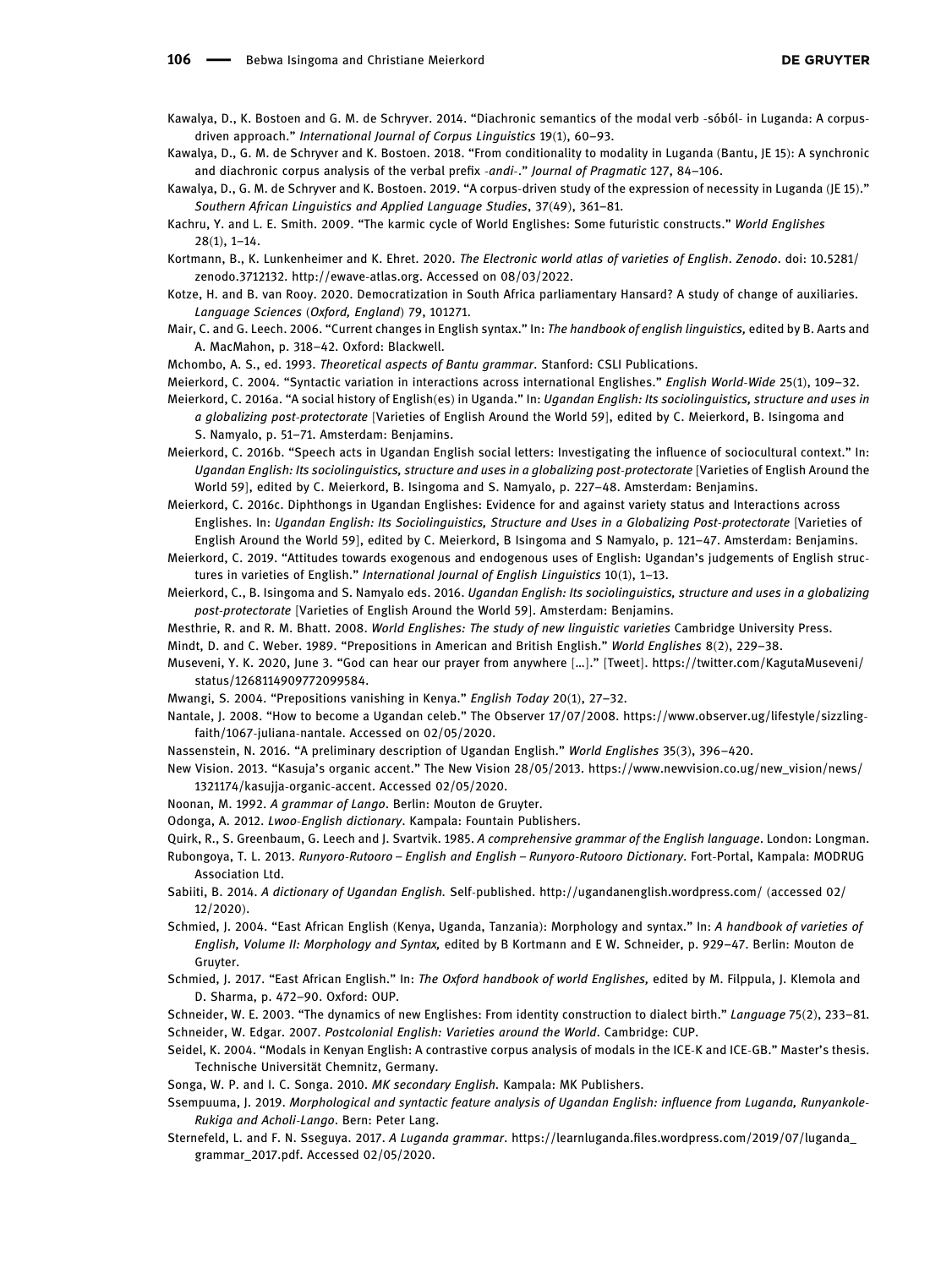Kawalya, D., K. Bostoen and G. M. de Schryver. 2014. "Diachronic semantics of the modal verb -sóból- in Luganda: A corpus-driven approach." *International Journal of Corpus Linguistics* 19(1), 60–93.

Kawalya, D., G. M. de Schryver and K. Bostoen. 2018. "From conditionality to modality in Luganda (Bantu, JE 15): A synchronic and diachronic corpus analysis of the verbal prefix *-andi-*." *Journal of Pragmatic* 127, 84–106.

Kawalya, D., G. M. de Schryver and K. Bostoen. 2019. "A corpus-driven study of the expression of necessity in Luganda (JE 15)." *Southern African Linguistics and Applied Language Studies*, 37(49), 361–81.

Kachru, Y. and L. E. Smith. 2009. "The karmic cycle of World Englishes: Some futuristic constructs." *World Englishes* 28(1), 1–14.

Kortmann, B., K. Lunkenheimer and K. Ehret. 2020. *The Electronic world atlas of varieties of English*. *Zenodo*. doi: 10.5281/zenodo.3712132. http://ewave-atlas.org. Accessed on 08/03/2022.

Kotze, H. and B. van Rooy. 2020. Democratization in South Africa parliamentary Hansard? A study of change of auxiliaries. *Language Sciences* (*Oxford, England*) 79, 101271.

Mair, C. and G. Leech. 2006. "Current changes in English syntax." In: *The handbook of english linguistics,* edited by B. Aarts and A. MacMahon, p. 318–42. Oxford: Blackwell.

Mchombo, A. S., ed. 1993. *Theoretical aspects of Bantu grammar*. Stanford: CSLI Publications.

Meierkord, C. 2004. "Syntactic variation in interactions across international Englishes." *English World-Wide* 25(1), 109–32.

Meierkord, C. 2016a. "A social history of English(es) in Uganda." In: *Ugandan English: Its sociolinguistics, structure and uses in a globalizing post-protectorate* [Varieties of English Around the World 59], edited by C. Meierkord, B. Isingoma and S. Namyalo, p. 51–71. Amsterdam: Benjamins.

Meierkord, C. 2016b. "Speech acts in Ugandan English social letters: Investigating the influence of sociocultural context." In: *Ugandan English: Its sociolinguistics, structure and uses in a globalizing post-protectorate* [Varieties of English Around the World 59], edited by C. Meierkord, B. Isingoma and S. Namyalo, p. 227–48. Amsterdam: Benjamins.

Meierkord, C. 2016c. Diphthongs in Ugandan Englishes: Evidence for and against variety status and Interactions across Englishes. In: *Ugandan English: Its Sociolinguistics, Structure and Uses in a Globalizing Post-protectorate* [Varieties of English Around the World 59], edited by C. Meierkord, B Isingoma and S Namyalo, p. 121–47. Amsterdam: Benjamins.

Meierkord, C. 2019. "Attitudes towards exogenous and endogenous uses of English: Ugandan's judgements of English structures in varieties of English." *International Journal of English Linguistics* 10(1), 1–13.

Meierkord, C., B. Isingoma and S. Namyalo eds. 2016. *Ugandan English: Its sociolinguistics, structure and uses in a globalizing post-protectorate* [Varieties of English Around the World 59]. Amsterdam: Benjamins.

Mesthrie, R. and R. M. Bhatt. 2008. *World Englishes: The study of new linguistic varieties* Cambridge University Press.

Mindt, D. and C. Weber. 1989. "Prepositions in American and British English." *World Englishes* 8(2), 229–38.

Museveni, Y. K. 2020, June 3. "God can hear our prayer from anywhere […]." [Tweet]. https://twitter.com/KagutaMuseveni/status/1268114909772099584.

Mwangi, S. 2004. "Prepositions vanishing in Kenya." *English Today* 20(1), 27–32.

Nantale, J. 2008. "How to become a Ugandan celeb." The Observer 17/07/2008. https://www.observer.ug/lifestyle/sizzling-faith/1067-juliana-nantale. Accessed on 02/05/2020.

Nassenstein, N. 2016. "A preliminary description of Ugandan English." *World Englishes* 35(3), 396–420.

New Vision. 2013. "Kasuja's organic accent." The New Vision 28/05/2013. https://www.newvision.co.ug/new_vision/news/1321174/kasujja-organic-accent. Accessed 02/05/2020.

Noonan, M. 1992. *A grammar of Lango*. Berlin: Mouton de Gruyter.

Odonga, A. 2012. *Lwoo-English dictionary*. Kampala: Fountain Publishers.

Quirk, R., S. Greenbaum, G. Leech and J. Svartvik. 1985. *A comprehensive grammar of the English language*. London: Longman.

Rubongoya, T. L. 2013. *Runyoro-Rutooro – English and English – Runyoro-Rutooro Dictionary*. Fort-Portal, Kampala: MODRUG Association Ltd.

Sabiiti, B. 2014. *A dictionary of Ugandan English.* Self-published. http://ugandanenglish.wordpress.com/ (accessed 02/12/2020).

Schmied, J. 2004. "East African English (Kenya, Uganda, Tanzania): Morphology and syntax." In: *A handbook of varieties of English, Volume II: Morphology and Syntax,* edited by B Kortmann and E W. Schneider, p. 929–47. Berlin: Mouton de Gruyter.

Schmied, J. 2017. "East African English." In: *The Oxford handbook of world Englishes,* edited by M. Filppula, J. Klemola and D. Sharma, p. 472–90. Oxford: OUP.

Schneider, W. E. 2003. "The dynamics of new Englishes: From identity construction to dialect birth." *Language* 75(2), 233–81.

Schneider, W. Edgar. 2007. *Postcolonial English: Varieties around the World*. Cambridge: CUP.

Seidel, K. 2004. "Modals in Kenyan English: A contrastive corpus analysis of modals in the ICE-K and ICE-GB." Master's thesis. Technische Universität Chemnitz, Germany.

Songa, W. P. and I. C. Songa. 2010. *MK secondary English.* Kampala: MK Publishers.

Ssempuuma, J. 2019. *Morphological and syntactic feature analysis of Ugandan English: influence from Luganda, Runyankole-Rukiga and Acholi-Lango.* Bern: Peter Lang.

Sternefeld, L. and F. N. Sseguya. 2017. *A Luganda grammar*. https://learnluganda.files.wordpress.com/2019/07/luganda_grammar_2017.pdf. Accessed 02/05/2020.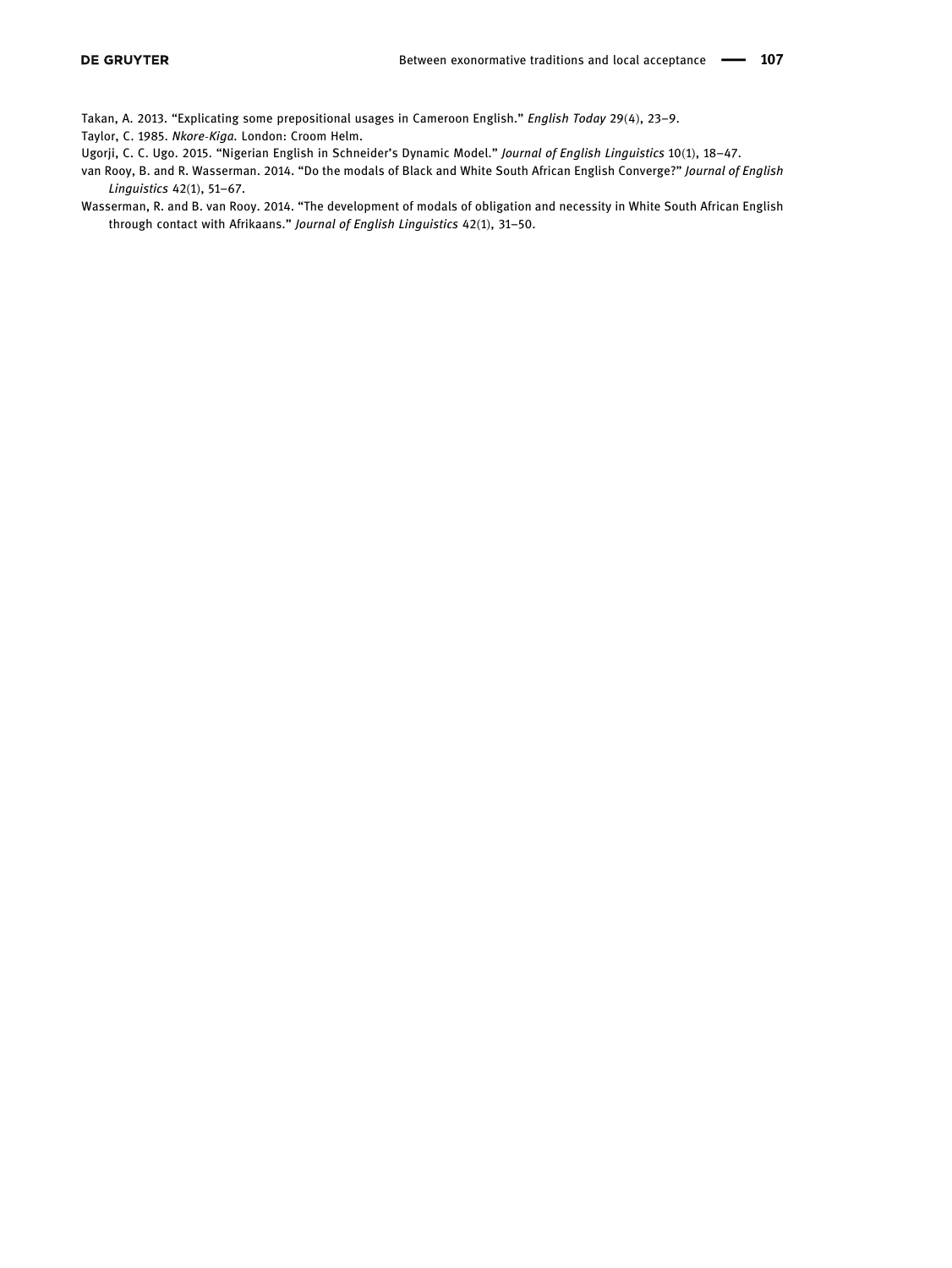Takan, A. 2013. “Explicating some prepositional usages in Cameroon English.” *English Today* 29(4), 23–9.

Taylor, C. 1985. *Nkore-Kiga.* London: Croom Helm.

Ugorji, C. C. Ugo. 2015. “Nigerian English in Schneider’s Dynamic Model.” *Journal of English Linguistics* 10(1), 18–47.

van Rooy, B. and R. Wasserman. 2014. “Do the modals of Black and White South African English Converge?” *Journal of English Linguistics* 42(1), 51–67.

Wasserman, R. and B. van Rooy. 2014. “The development of modals of obligation and necessity in White South African English through contact with Afrikaans.” *Journal of English Linguistics* 42(1), 31–50.